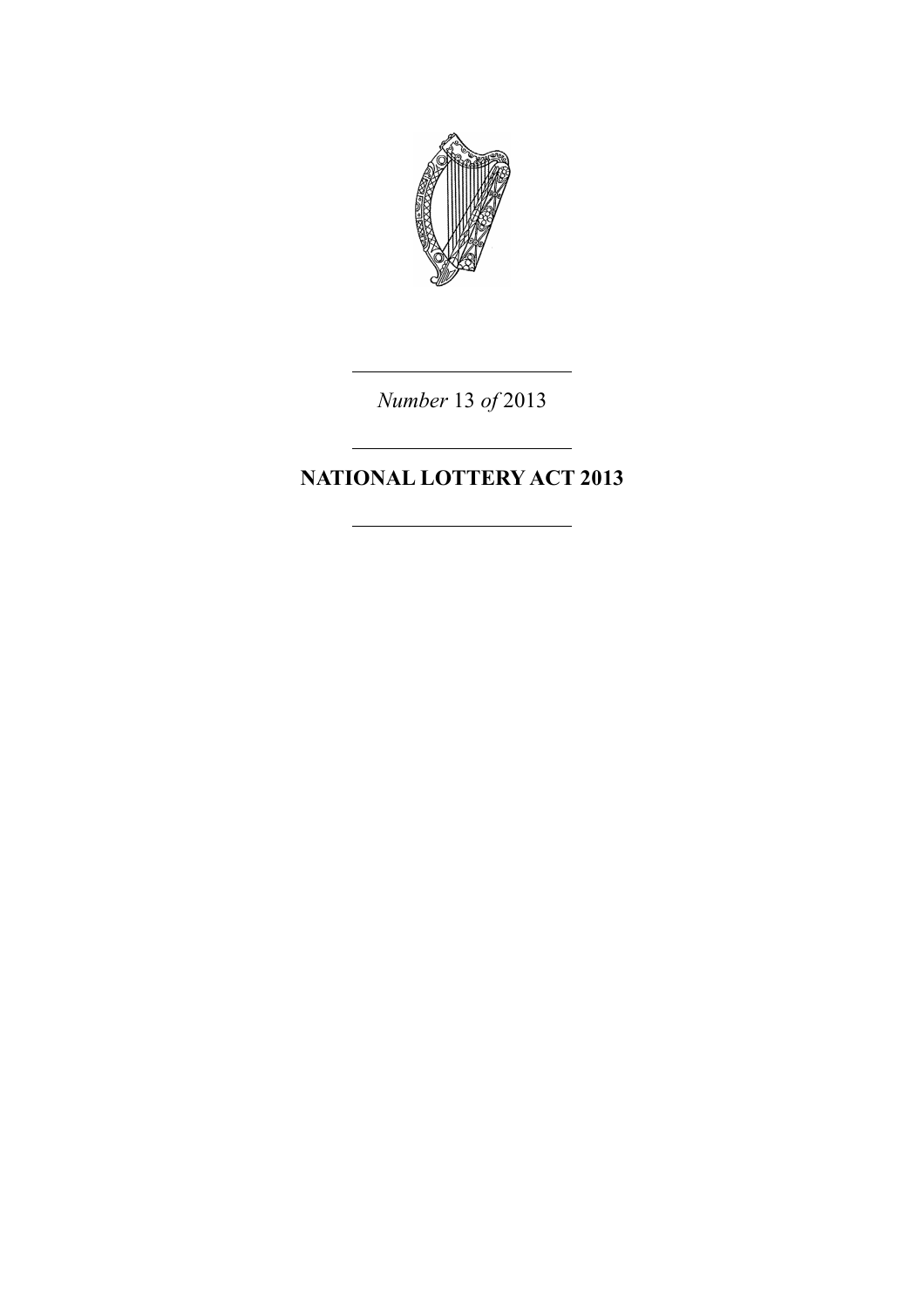*Number* 13 *of* 2013

# NATIONAL LOTTERY ACT 2013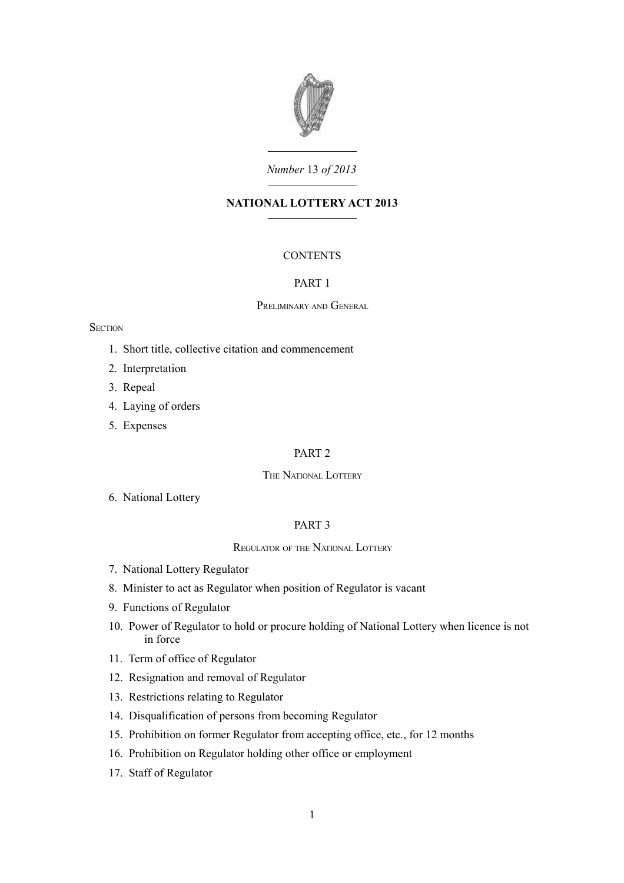*Number* 13 *of 2013*

# NATIONAL LOTTERY ACT 2013

CONTENTS

## PART 1

### Preliminary and General

Section

1. Short title, collective citation and commencement
2. Interpretation
3. Repeal
4. Laying of orders
5. Expenses

## PART 2

### The National Lottery

6. National Lottery

## PART 3

### Regulator of the National Lottery

7. National Lottery Regulator
8. Minister to act as Regulator when position of Regulator is vacant
9. Functions of Regulator
10. Power of Regulator to hold or procure holding of National Lottery when licence is not in force
11. Term of office of Regulator
12. Resignation and removal of Regulator
13. Restrictions relating to Regulator
14. Disqualification of persons from becoming Regulator
15. Prohibition on former Regulator from accepting office, etc., for 12 months
16. Prohibition on Regulator holding other office or employment
17. Staff of Regulator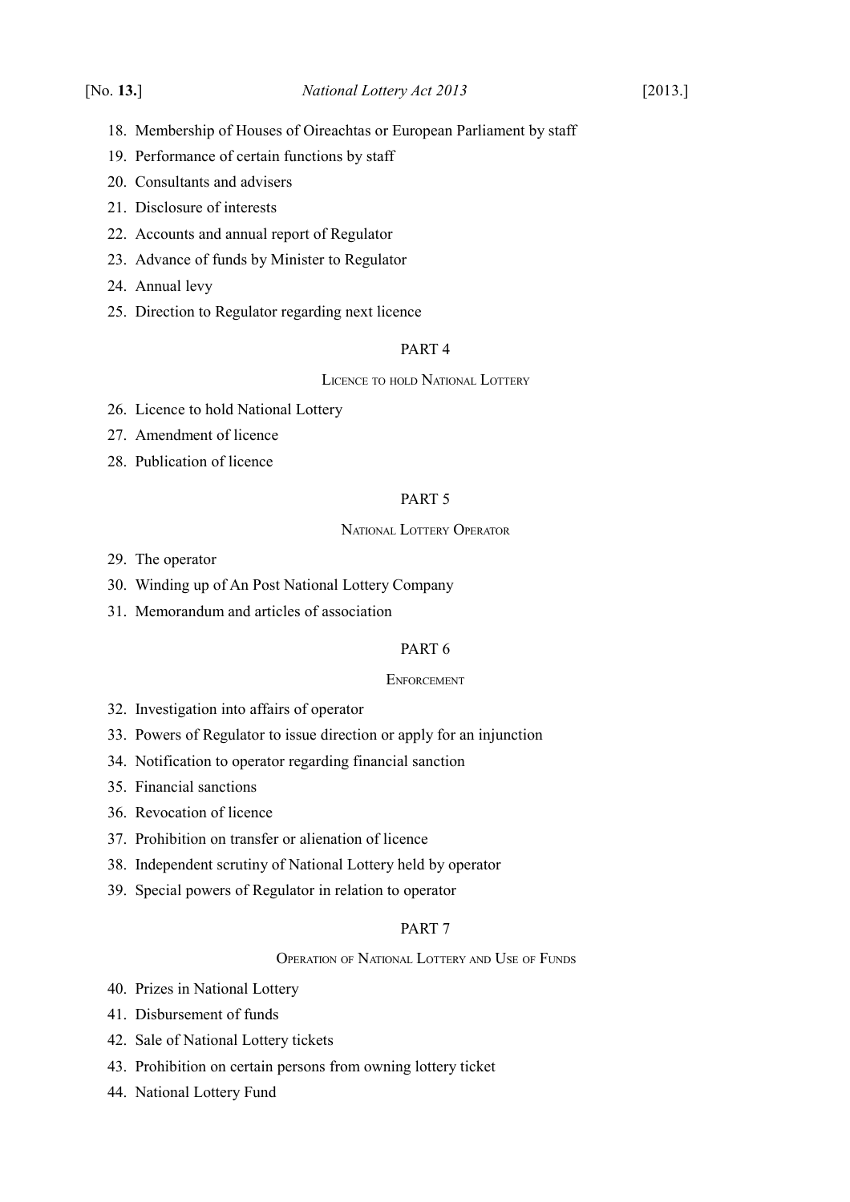18. Membership of Houses of Oireachtas or European Parliament by staff
19. Performance of certain functions by staff
20. Consultants and advisers
21. Disclosure of interests
22. Accounts and annual report of Regulator
23. Advance of funds by Minister to Regulator
24. Annual levy
25. Direction to Regulator regarding next licence

PART 4

Licence to hold National Lottery

26. Licence to hold National Lottery
27. Amendment of licence
28. Publication of licence

PART 5

National Lottery Operator

29. The operator
30. Winding up of An Post National Lottery Company
31. Memorandum and articles of association

PART 6

Enforcement

32. Investigation into affairs of operator
33. Powers of Regulator to issue direction or apply for an injunction
34. Notification to operator regarding financial sanction
35. Financial sanctions
36. Revocation of licence
37. Prohibition on transfer or alienation of licence
38. Independent scrutiny of National Lottery held by operator
39. Special powers of Regulator in relation to operator

PART 7

Operation of National Lottery and Use of Funds

40. Prizes in National Lottery
41. Disbursement of funds
42. Sale of National Lottery tickets
43. Prohibition on certain persons from owning lottery ticket
44. National Lottery Fund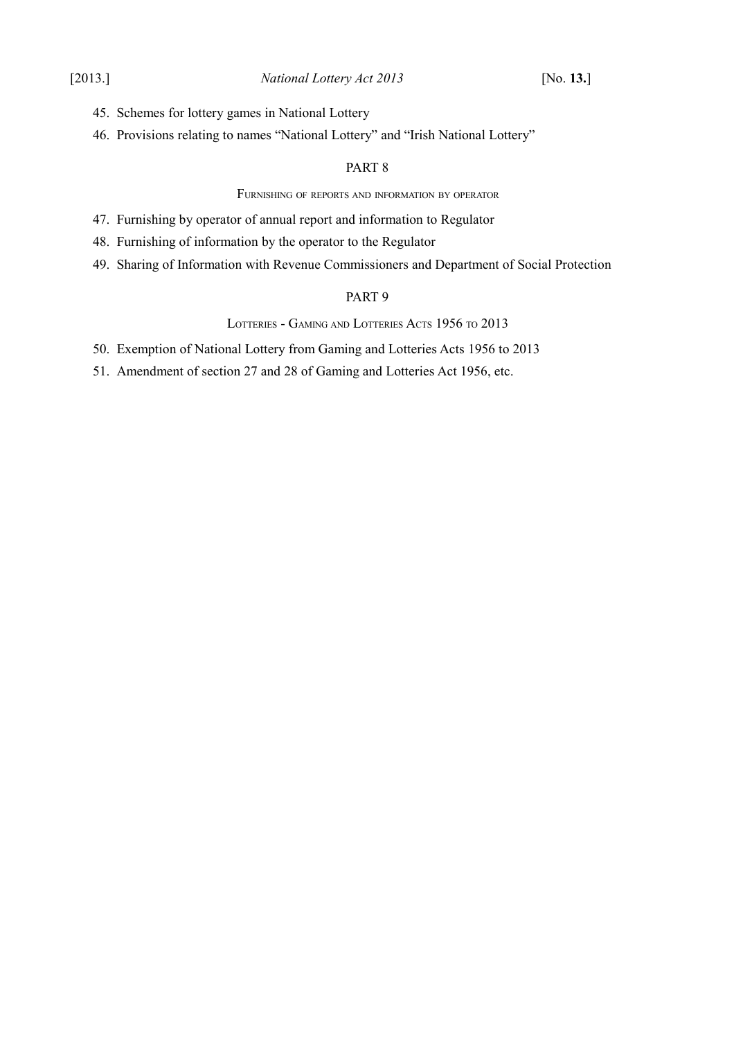45. Schemes for lottery games in National Lottery
46. Provisions relating to names “National Lottery” and “Irish National Lottery”

PART 8

FURNISHING OF REPORTS AND INFORMATION BY OPERATOR

47. Furnishing by operator of annual report and information to Regulator
48. Furnishing of information by the operator to the Regulator
49. Sharing of Information with Revenue Commissioners and Department of Social Protection

PART 9

LOTTERIES - GAMING AND LOTTERIES ACTS 1956 TO 2013

50. Exemption of National Lottery from Gaming and Lotteries Acts 1956 to 2013
51. Amendment of section 27 and 28 of Gaming and Lotteries Act 1956, etc.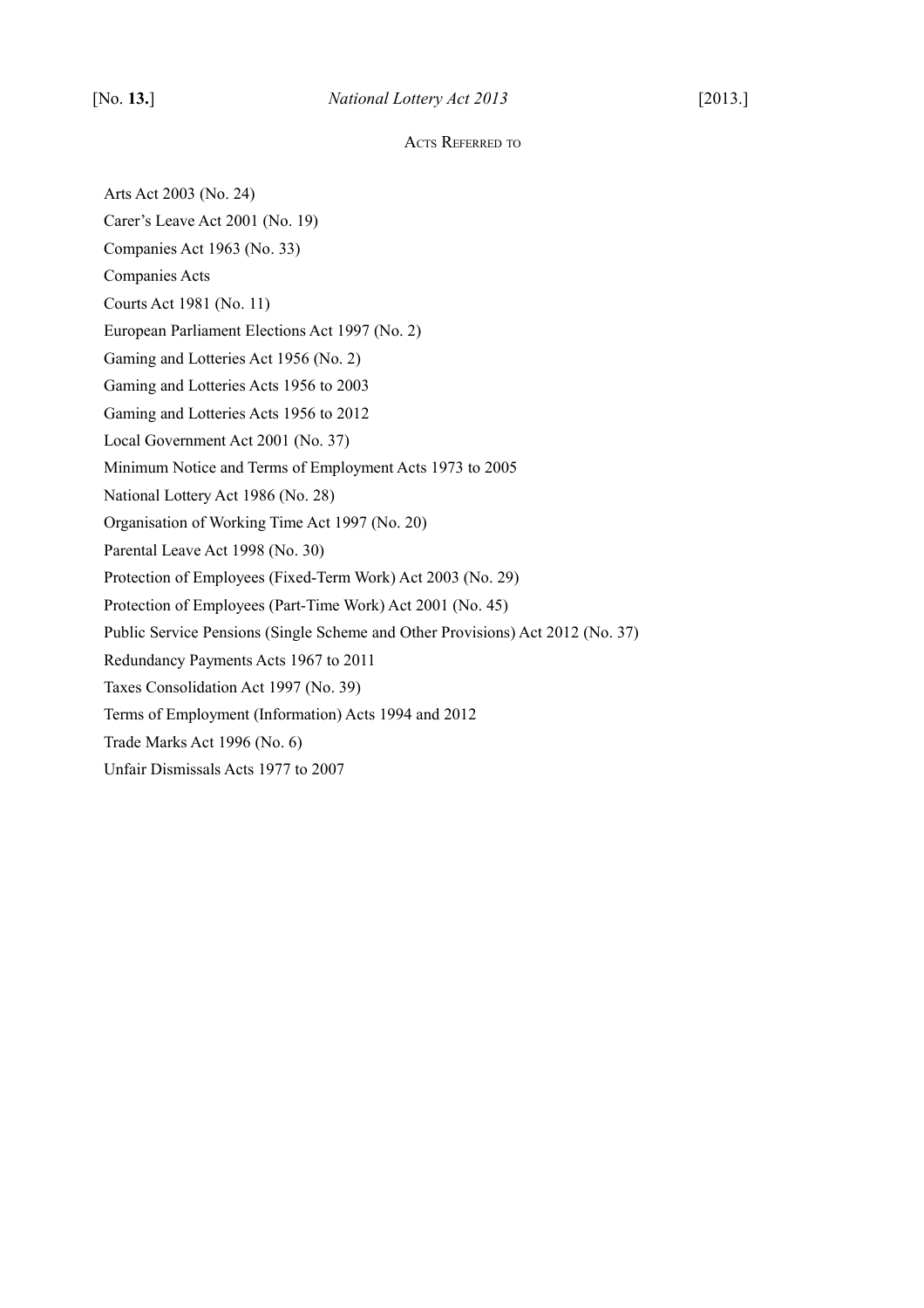## Acts Referred to

Arts Act 2003 (No. 24)

Carer's Leave Act 2001 (No. 19)

Companies Act 1963 (No. 33)

Companies Acts

Courts Act 1981 (No. 11)

European Parliament Elections Act 1997 (No. 2)

Gaming and Lotteries Act 1956 (No. 2)

Gaming and Lotteries Acts 1956 to 2003

Gaming and Lotteries Acts 1956 to 2012

Local Government Act 2001 (No. 37)

Minimum Notice and Terms of Employment Acts 1973 to 2005

National Lottery Act 1986 (No. 28)

Organisation of Working Time Act 1997 (No. 20)

Parental Leave Act 1998 (No. 30)

Protection of Employees (Fixed-Term Work) Act 2003 (No. 29)

Protection of Employees (Part-Time Work) Act 2001 (No. 45)

Public Service Pensions (Single Scheme and Other Provisions) Act 2012 (No. 37)

Redundancy Payments Acts 1967 to 2011

Taxes Consolidation Act 1997 (No. 39)

Terms of Employment (Information) Acts 1994 and 2012

Trade Marks Act 1996 (No. 6)

Unfair Dismissals Acts 1977 to 2007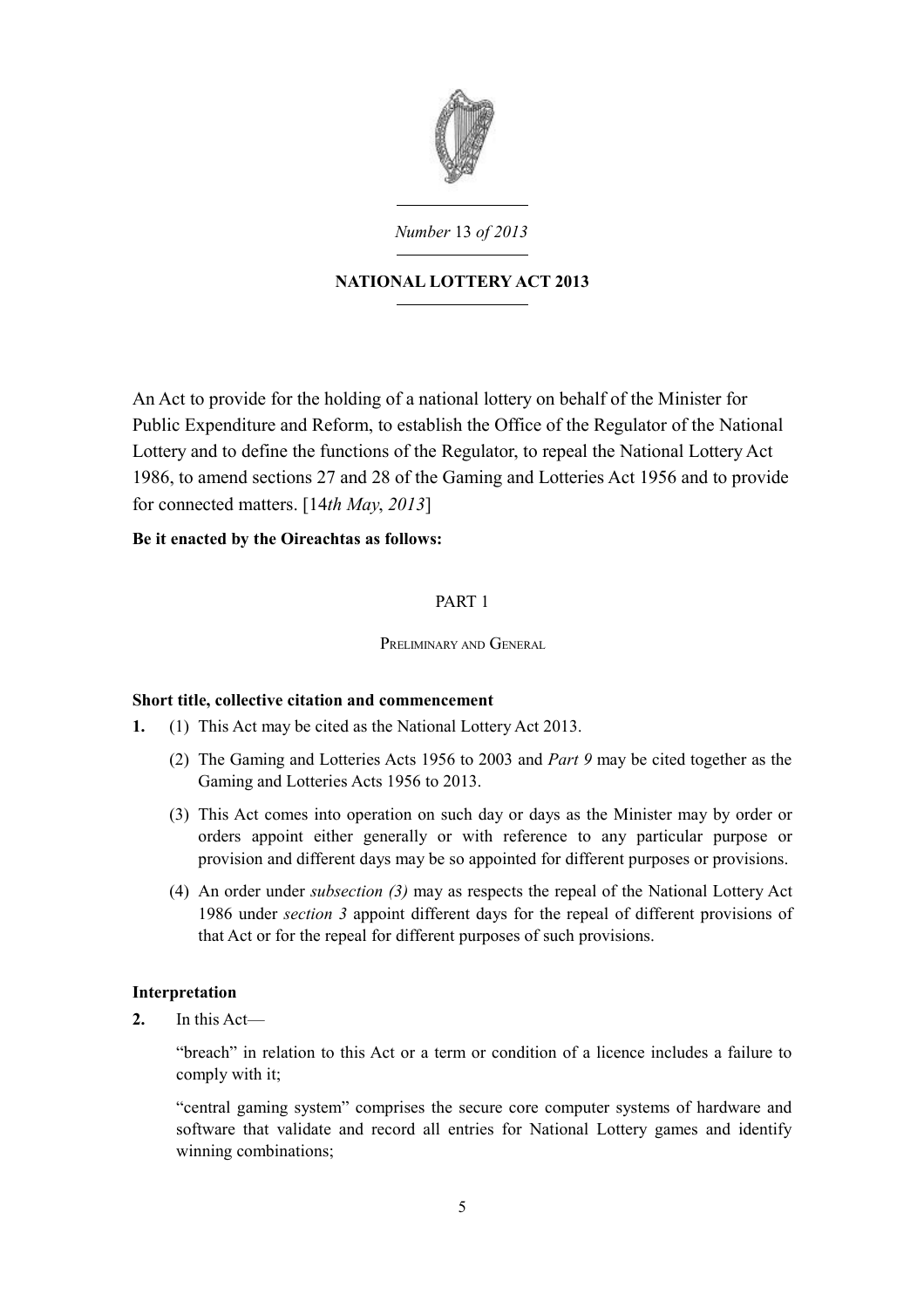*Number* 13 *of 2013*

# NATIONAL LOTTERY ACT 2013

An Act to provide for the holding of a national lottery on behalf of the Minister for Public Expenditure and Reform, to establish the Office of the Regulator of the National Lottery and to define the functions of the Regulator, to repeal the National Lottery Act 1986, to amend sections 27 and 28 of the Gaming and Lotteries Act 1956 and to provide for connected matters. [14*th May*, *2013*]

**Be it enacted by the Oireachtas as follows:**

## PART 1

### Preliminary and General

**Short title, collective citation and commencement**

**1.** (1) This Act may be cited as the National Lottery Act 2013.

(2) The Gaming and Lotteries Acts 1956 to 2003 and *Part 9* may be cited together as the Gaming and Lotteries Acts 1956 to 2013.

(3) This Act comes into operation on such day or days as the Minister may by order or orders appoint either generally or with reference to any particular purpose or provision and different days may be so appointed for different purposes or provisions.

(4) An order under *subsection (3)* may as respects the repeal of the National Lottery Act 1986 under *section 3* appoint different days for the repeal of different provisions of that Act or for the repeal for different purposes of such provisions.

**Interpretation**

**2.** In this Act—

"breach" in relation to this Act or a term or condition of a licence includes a failure to comply with it;

"central gaming system" comprises the secure core computer systems of hardware and software that validate and record all entries for National Lottery games and identify winning combinations;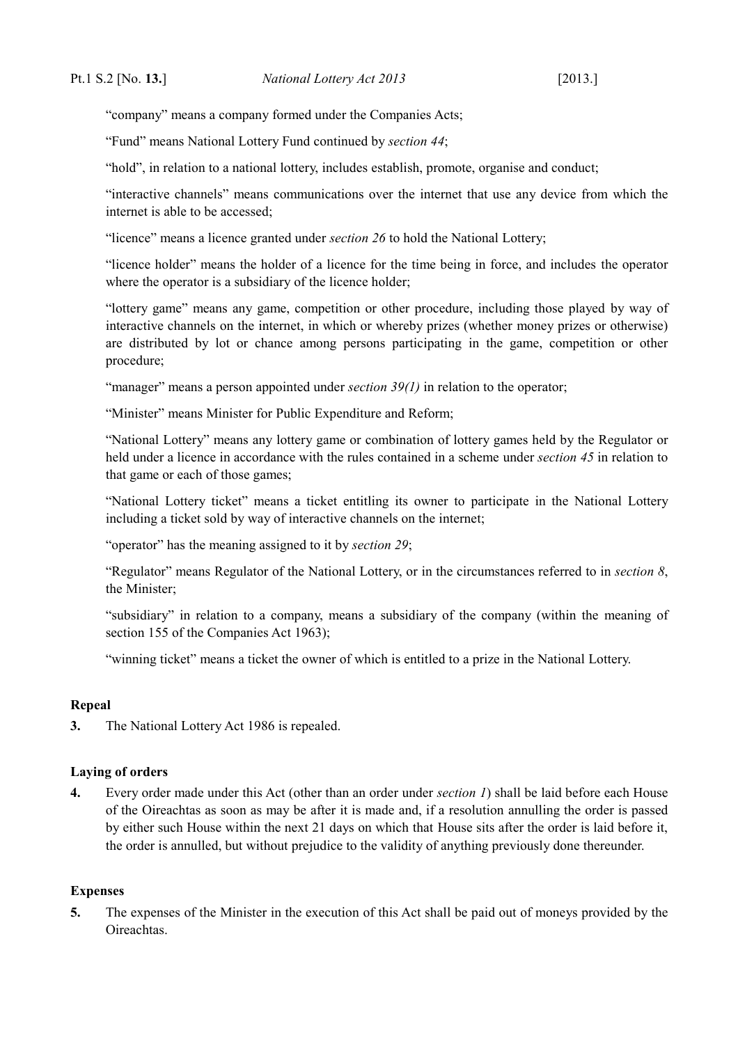"company" means a company formed under the Companies Acts;

"Fund" means National Lottery Fund continued by *section 44*;

"hold", in relation to a national lottery, includes establish, promote, organise and conduct;

"interactive channels" means communications over the internet that use any device from which the internet is able to be accessed;

"licence" means a licence granted under *section 26* to hold the National Lottery;

"licence holder" means the holder of a licence for the time being in force, and includes the operator where the operator is a subsidiary of the licence holder;

"lottery game" means any game, competition or other procedure, including those played by way of interactive channels on the internet, in which or whereby prizes (whether money prizes or otherwise) are distributed by lot or chance among persons participating in the game, competition or other procedure;

"manager" means a person appointed under *section 39(1)* in relation to the operator;

"Minister" means Minister for Public Expenditure and Reform;

"National Lottery" means any lottery game or combination of lottery games held by the Regulator or held under a licence in accordance with the rules contained in a scheme under *section 45* in relation to that game or each of those games;

"National Lottery ticket" means a ticket entitling its owner to participate in the National Lottery including a ticket sold by way of interactive channels on the internet;

"operator" has the meaning assigned to it by *section 29*;

"Regulator" means Regulator of the National Lottery, or in the circumstances referred to in *section 8*, the Minister;

"subsidiary" in relation to a company, means a subsidiary of the company (within the meaning of section 155 of the Companies Act 1963);

"winning ticket" means a ticket the owner of which is entitled to a prize in the National Lottery.

**Repeal**

**3.** The National Lottery Act 1986 is repealed.

**Laying of orders**

**4.** Every order made under this Act (other than an order under *section 1*) shall be laid before each House of the Oireachtas as soon as may be after it is made and, if a resolution annulling the order is passed by either such House within the next 21 days on which that House sits after the order is laid before it, the order is annulled, but without prejudice to the validity of anything previously done thereunder.

**Expenses**

**5.** The expenses of the Minister in the execution of this Act shall be paid out of moneys provided by the Oireachtas.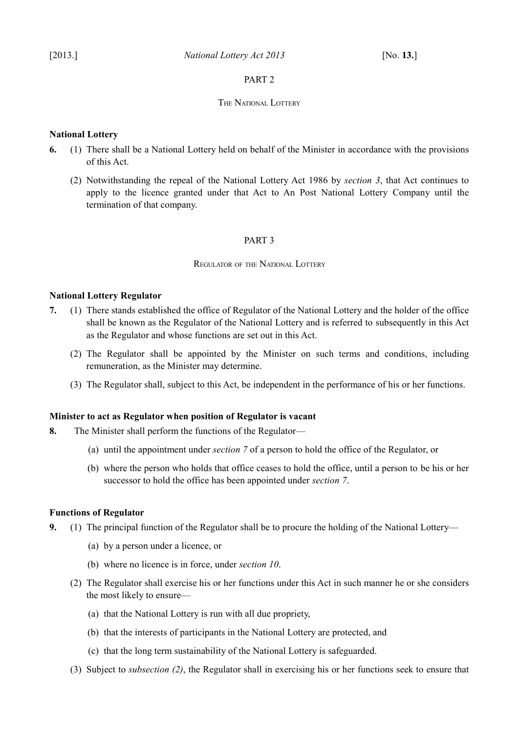PART 2

THE NATIONAL LOTTERY

**National Lottery**

**6.** (1) There shall be a National Lottery held on behalf of the Minister in accordance with the provisions of this Act.

(2) Notwithstanding the repeal of the National Lottery Act 1986 by *section 3*, that Act continues to apply to the licence granted under that Act to An Post National Lottery Company until the termination of that company.

PART 3

REGULATOR OF THE NATIONAL LOTTERY

**National Lottery Regulator**

**7.** (1) There stands established the office of Regulator of the National Lottery and the holder of the office shall be known as the Regulator of the National Lottery and is referred to subsequently in this Act as the Regulator and whose functions are set out in this Act.

(2) The Regulator shall be appointed by the Minister on such terms and conditions, including remuneration, as the Minister may determine.

(3) The Regulator shall, subject to this Act, be independent in the performance of his or her functions.

**Minister to act as Regulator when position of Regulator is vacant**

**8.** The Minister shall perform the functions of the Regulator—

(a) until the appointment under *section 7* of a person to hold the office of the Regulator, or

(b) where the person who holds that office ceases to hold the office, until a person to be his or her successor to hold the office has been appointed under *section 7*.

**Functions of Regulator**

**9.** (1) The principal function of the Regulator shall be to procure the holding of the National Lottery—

(a) by a person under a licence, or

(b) where no licence is in force, under *section 10*.

(2) The Regulator shall exercise his or her functions under this Act in such manner he or she considers the most likely to ensure—

(a) that the National Lottery is run with all due propriety,

(b) that the interests of participants in the National Lottery are protected, and

(c) that the long term sustainability of the National Lottery is safeguarded.

(3) Subject to *subsection (2)*, the Regulator shall in exercising his or her functions seek to ensure that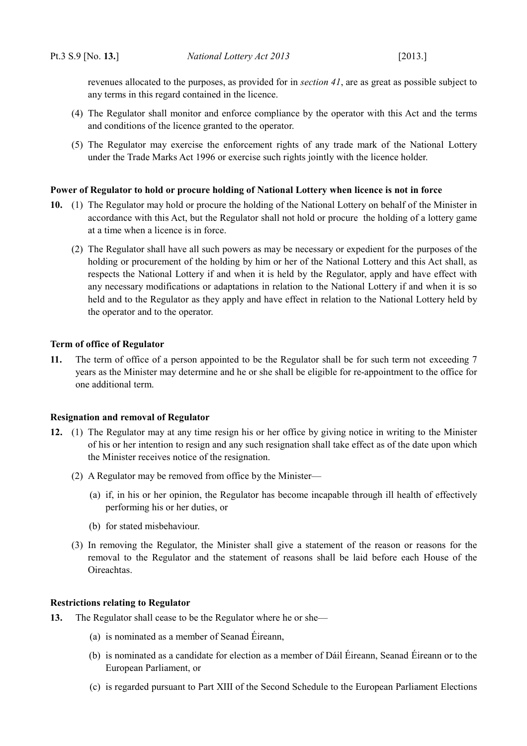revenues allocated to the purposes, as provided for in *section 41*, are as great as possible subject to any terms in this regard contained in the licence.

(4) The Regulator shall monitor and enforce compliance by the operator with this Act and the terms and conditions of the licence granted to the operator.

(5) The Regulator may exercise the enforcement rights of any trade mark of the National Lottery under the Trade Marks Act 1996 or exercise such rights jointly with the licence holder.

**Power of Regulator to hold or procure holding of National Lottery when licence is not in force**

**10.** (1) The Regulator may hold or procure the holding of the National Lottery on behalf of the Minister in accordance with this Act, but the Regulator shall not hold or procure the holding of a lottery game at a time when a licence is in force.

(2) The Regulator shall have all such powers as may be necessary or expedient for the purposes of the holding or procurement of the holding by him or her of the National Lottery and this Act shall, as respects the National Lottery if and when it is held by the Regulator, apply and have effect with any necessary modifications or adaptations in relation to the National Lottery if and when it is so held and to the Regulator as they apply and have effect in relation to the National Lottery held by the operator and to the operator.

**Term of office of Regulator**

**11.** The term of office of a person appointed to be the Regulator shall be for such term not exceeding 7 years as the Minister may determine and he or she shall be eligible for re-appointment to the office for one additional term.

**Resignation and removal of Regulator**

**12.** (1) The Regulator may at any time resign his or her office by giving notice in writing to the Minister of his or her intention to resign and any such resignation shall take effect as of the date upon which the Minister receives notice of the resignation.

(2) A Regulator may be removed from office by the Minister—

(a) if, in his or her opinion, the Regulator has become incapable through ill health of effectively performing his or her duties, or

(b) for stated misbehaviour.

(3) In removing the Regulator, the Minister shall give a statement of the reason or reasons for the removal to the Regulator and the statement of reasons shall be laid before each House of the Oireachtas.

**Restrictions relating to Regulator**

**13.** The Regulator shall cease to be the Regulator where he or she—

(a) is nominated as a member of Seanad Éireann,

(b) is nominated as a candidate for election as a member of Dáil Éireann, Seanad Éireann or to the European Parliament, or

(c) is regarded pursuant to Part XIII of the Second Schedule to the European Parliament Elections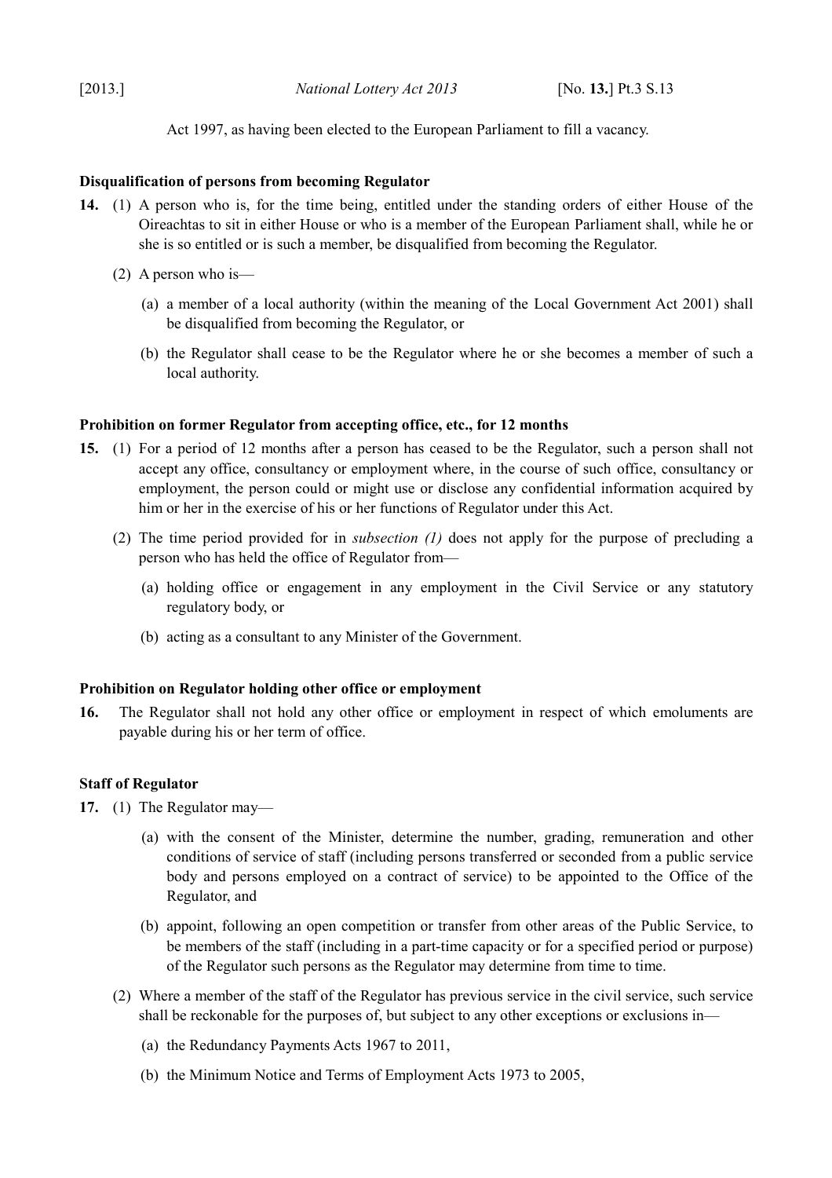Act 1997, as having been elected to the European Parliament to fill a vacancy.

**Disqualification of persons from becoming Regulator**

**14.** (1) A person who is, for the time being, entitled under the standing orders of either House of the Oireachtas to sit in either House or who is a member of the European Parliament shall, while he or she is so entitled or is such a member, be disqualified from becoming the Regulator.

(2) A person who is—

(a) a member of a local authority (within the meaning of the Local Government Act 2001) shall be disqualified from becoming the Regulator, or

(b) the Regulator shall cease to be the Regulator where he or she becomes a member of such a local authority.

**Prohibition on former Regulator from accepting office, etc., for 12 months**

**15.** (1) For a period of 12 months after a person has ceased to be the Regulator, such a person shall not accept any office, consultancy or employment where, in the course of such office, consultancy or employment, the person could or might use or disclose any confidential information acquired by him or her in the exercise of his or her functions of Regulator under this Act.

(2) The time period provided for in *subsection (1)* does not apply for the purpose of precluding a person who has held the office of Regulator from—

(a) holding office or engagement in any employment in the Civil Service or any statutory regulatory body, or

(b) acting as a consultant to any Minister of the Government.

**Prohibition on Regulator holding other office or employment**

**16.** The Regulator shall not hold any other office or employment in respect of which emoluments are payable during his or her term of office.

**Staff of Regulator**

**17.** (1) The Regulator may—

(a) with the consent of the Minister, determine the number, grading, remuneration and other conditions of service of staff (including persons transferred or seconded from a public service body and persons employed on a contract of service) to be appointed to the Office of the Regulator, and

(b) appoint, following an open competition or transfer from other areas of the Public Service, to be members of the staff (including in a part-time capacity or for a specified period or purpose) of the Regulator such persons as the Regulator may determine from time to time.

(2) Where a member of the staff of the Regulator has previous service in the civil service, such service shall be reckonable for the purposes of, but subject to any other exceptions or exclusions in—

(a) the Redundancy Payments Acts 1967 to 2011,

(b) the Minimum Notice and Terms of Employment Acts 1973 to 2005,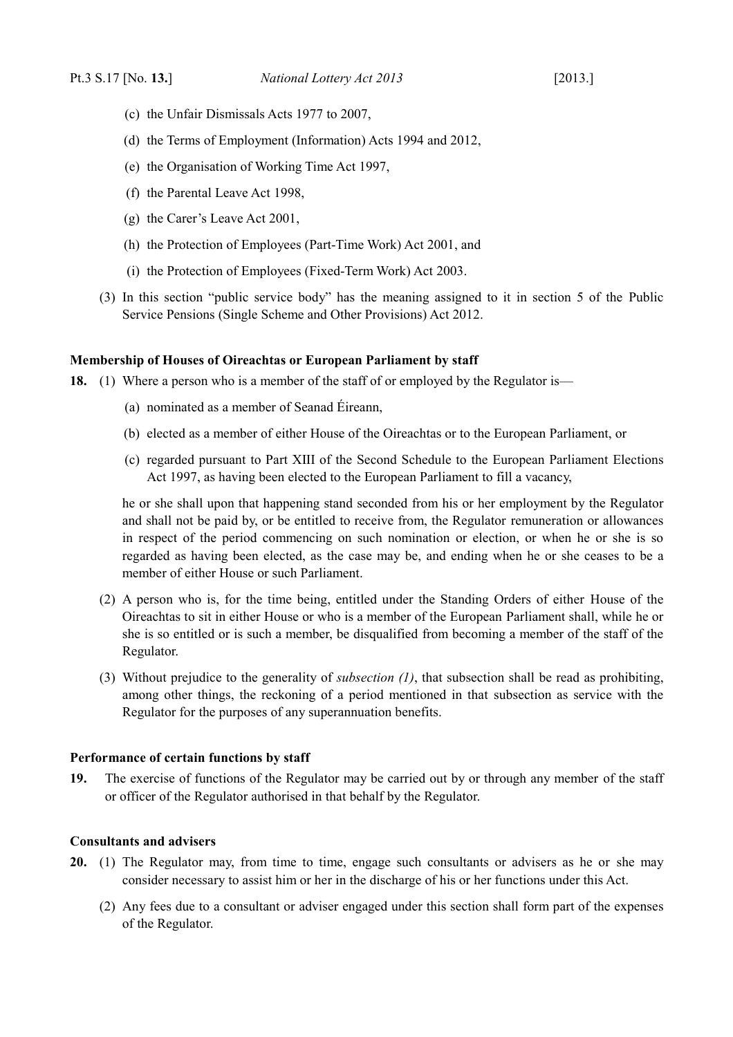(c) the Unfair Dismissals Acts 1977 to 2007,

(d) the Terms of Employment (Information) Acts 1994 and 2012,

(e) the Organisation of Working Time Act 1997,

(f) the Parental Leave Act 1998,

(g) the Carer's Leave Act 2001,

(h) the Protection of Employees (Part-Time Work) Act 2001, and

(i) the Protection of Employees (Fixed-Term Work) Act 2003.

(3) In this section "public service body" has the meaning assigned to it in section 5 of the Public Service Pensions (Single Scheme and Other Provisions) Act 2012.

**Membership of Houses of Oireachtas or European Parliament by staff**

**18.** (1) Where a person who is a member of the staff of or employed by the Regulator is—

(a) nominated as a member of Seanad Éireann,

(b) elected as a member of either House of the Oireachtas or to the European Parliament, or

(c) regarded pursuant to Part XIII of the Second Schedule to the European Parliament Elections Act 1997, as having been elected to the European Parliament to fill a vacancy,

he or she shall upon that happening stand seconded from his or her employment by the Regulator and shall not be paid by, or be entitled to receive from, the Regulator remuneration or allowances in respect of the period commencing on such nomination or election, or when he or she is so regarded as having been elected, as the case may be, and ending when he or she ceases to be a member of either House or such Parliament.

(2) A person who is, for the time being, entitled under the Standing Orders of either House of the Oireachtas to sit in either House or who is a member of the European Parliament shall, while he or she is so entitled or is such a member, be disqualified from becoming a member of the staff of the Regulator.

(3) Without prejudice to the generality of *subsection (1)*, that subsection shall be read as prohibiting, among other things, the reckoning of a period mentioned in that subsection as service with the Regulator for the purposes of any superannuation benefits.

**Performance of certain functions by staff**

**19.** The exercise of functions of the Regulator may be carried out by or through any member of the staff or officer of the Regulator authorised in that behalf by the Regulator.

**Consultants and advisers**

**20.** (1) The Regulator may, from time to time, engage such consultants or advisers as he or she may consider necessary to assist him or her in the discharge of his or her functions under this Act.

(2) Any fees due to a consultant or adviser engaged under this section shall form part of the expenses of the Regulator.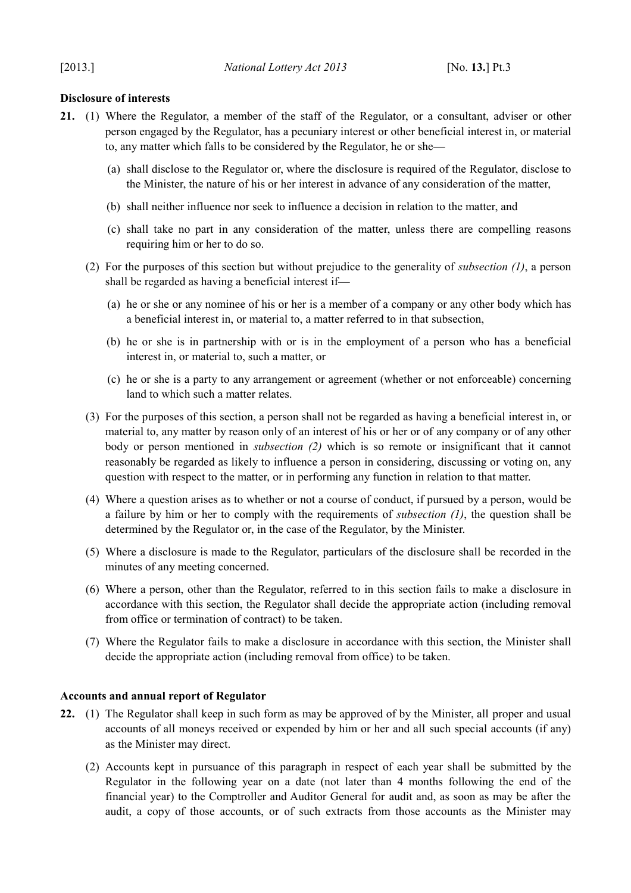**Disclosure of interests**

**21.** (1) Where the Regulator, a member of the staff of the Regulator, or a consultant, adviser or other person engaged by the Regulator, has a pecuniary interest or other beneficial interest in, or material to, any matter which falls to be considered by the Regulator, he or she—

(a) shall disclose to the Regulator or, where the disclosure is required of the Regulator, disclose to the Minister, the nature of his or her interest in advance of any consideration of the matter,

(b) shall neither influence nor seek to influence a decision in relation to the matter, and

(c) shall take no part in any consideration of the matter, unless there are compelling reasons requiring him or her to do so.

(2) For the purposes of this section but without prejudice to the generality of *subsection (1)*, a person shall be regarded as having a beneficial interest if—

(a) he or she or any nominee of his or her is a member of a company or any other body which has a beneficial interest in, or material to, a matter referred to in that subsection,

(b) he or she is in partnership with or is in the employment of a person who has a beneficial interest in, or material to, such a matter, or

(c) he or she is a party to any arrangement or agreement (whether or not enforceable) concerning land to which such a matter relates.

(3) For the purposes of this section, a person shall not be regarded as having a beneficial interest in, or material to, any matter by reason only of an interest of his or her or of any company or of any other body or person mentioned in *subsection (2)* which is so remote or insignificant that it cannot reasonably be regarded as likely to influence a person in considering, discussing or voting on, any question with respect to the matter, or in performing any function in relation to that matter.

(4) Where a question arises as to whether or not a course of conduct, if pursued by a person, would be a failure by him or her to comply with the requirements of *subsection (1)*, the question shall be determined by the Regulator or, in the case of the Regulator, by the Minister.

(5) Where a disclosure is made to the Regulator, particulars of the disclosure shall be recorded in the minutes of any meeting concerned.

(6) Where a person, other than the Regulator, referred to in this section fails to make a disclosure in accordance with this section, the Regulator shall decide the appropriate action (including removal from office or termination of contract) to be taken.

(7) Where the Regulator fails to make a disclosure in accordance with this section, the Minister shall decide the appropriate action (including removal from office) to be taken.

**Accounts and annual report of Regulator**

**22.** (1) The Regulator shall keep in such form as may be approved of by the Minister, all proper and usual accounts of all moneys received or expended by him or her and all such special accounts (if any) as the Minister may direct.

(2) Accounts kept in pursuance of this paragraph in respect of each year shall be submitted by the Regulator in the following year on a date (not later than 4 months following the end of the financial year) to the Comptroller and Auditor General for audit and, as soon as may be after the audit, a copy of those accounts, or of such extracts from those accounts as the Minister may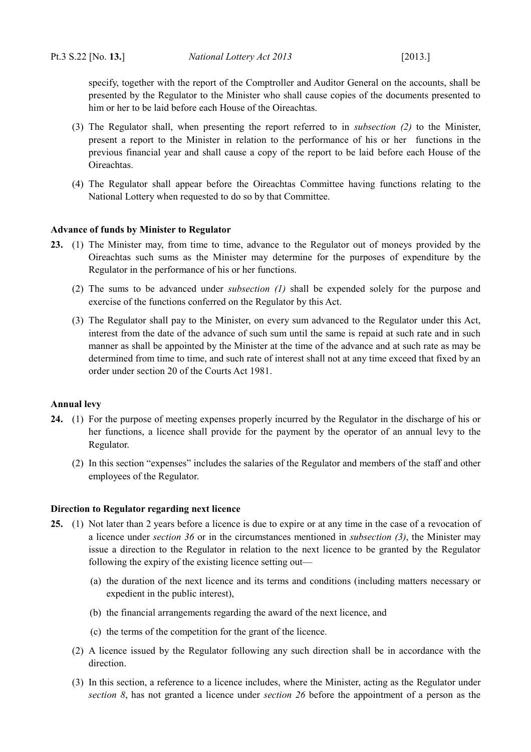specify, together with the report of the Comptroller and Auditor General on the accounts, shall be presented by the Regulator to the Minister who shall cause copies of the documents presented to him or her to be laid before each House of the Oireachtas.

(3) The Regulator shall, when presenting the report referred to in *subsection (2)* to the Minister, present a report to the Minister in relation to the performance of his or her functions in the previous financial year and shall cause a copy of the report to be laid before each House of the Oireachtas.

(4) The Regulator shall appear before the Oireachtas Committee having functions relating to the National Lottery when requested to do so by that Committee.

**Advance of funds by Minister to Regulator**

**23.** (1) The Minister may, from time to time, advance to the Regulator out of moneys provided by the Oireachtas such sums as the Minister may determine for the purposes of expenditure by the Regulator in the performance of his or her functions.

(2) The sums to be advanced under *subsection (1)* shall be expended solely for the purpose and exercise of the functions conferred on the Regulator by this Act.

(3) The Regulator shall pay to the Minister, on every sum advanced to the Regulator under this Act, interest from the date of the advance of such sum until the same is repaid at such rate and in such manner as shall be appointed by the Minister at the time of the advance and at such rate as may be determined from time to time, and such rate of interest shall not at any time exceed that fixed by an order under section 20 of the Courts Act 1981.

**Annual levy**

**24.** (1) For the purpose of meeting expenses properly incurred by the Regulator in the discharge of his or her functions, a licence shall provide for the payment by the operator of an annual levy to the Regulator.

(2) In this section "expenses" includes the salaries of the Regulator and members of the staff and other employees of the Regulator.

**Direction to Regulator regarding next licence**

**25.** (1) Not later than 2 years before a licence is due to expire or at any time in the case of a revocation of a licence under *section 36* or in the circumstances mentioned in *subsection (3)*, the Minister may issue a direction to the Regulator in relation to the next licence to be granted by the Regulator following the expiry of the existing licence setting out—

(a) the duration of the next licence and its terms and conditions (including matters necessary or expedient in the public interest),

(b) the financial arrangements regarding the award of the next licence, and

(c) the terms of the competition for the grant of the licence.

(2) A licence issued by the Regulator following any such direction shall be in accordance with the direction.

(3) In this section, a reference to a licence includes, where the Minister, acting as the Regulator under *section 8*, has not granted a licence under *section 26* before the appointment of a person as the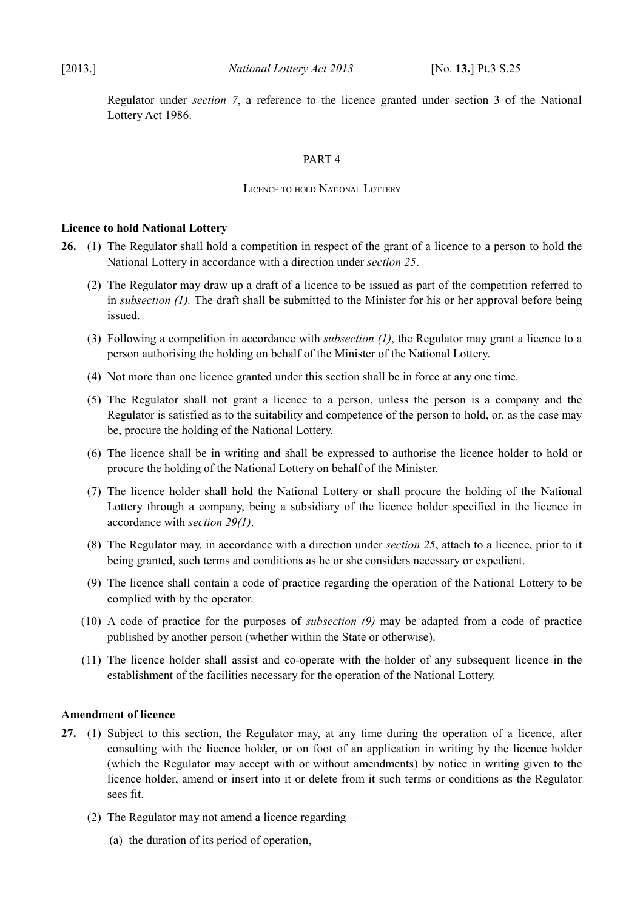Regulator under *section 7*, a reference to the licence granted under section 3 of the National Lottery Act 1986.

## PART 4

### Licence to hold National Lottery

**Licence to hold National Lottery**

**26.** (1) The Regulator shall hold a competition in respect of the grant of a licence to a person to hold the National Lottery in accordance with a direction under *section 25*.

(2) The Regulator may draw up a draft of a licence to be issued as part of the competition referred to in *subsection (1).* The draft shall be submitted to the Minister for his or her approval before being issued.

(3) Following a competition in accordance with *subsection (1)*, the Regulator may grant a licence to a person authorising the holding on behalf of the Minister of the National Lottery.

(4) Not more than one licence granted under this section shall be in force at any one time.

(5) The Regulator shall not grant a licence to a person, unless the person is a company and the Regulator is satisfied as to the suitability and competence of the person to hold, or, as the case may be, procure the holding of the National Lottery.

(6) The licence shall be in writing and shall be expressed to authorise the licence holder to hold or procure the holding of the National Lottery on behalf of the Minister.

(7) The licence holder shall hold the National Lottery or shall procure the holding of the National Lottery through a company, being a subsidiary of the licence holder specified in the licence in accordance with *section 29(1)*.

(8) The Regulator may, in accordance with a direction under *section 25*, attach to a licence, prior to it being granted, such terms and conditions as he or she considers necessary or expedient.

(9) The licence shall contain a code of practice regarding the operation of the National Lottery to be complied with by the operator.

(10) A code of practice for the purposes of *subsection (9)* may be adapted from a code of practice published by another person (whether within the State or otherwise).

(11) The licence holder shall assist and co-operate with the holder of any subsequent licence in the establishment of the facilities necessary for the operation of the National Lottery.

**Amendment of licence**

**27.** (1) Subject to this section, the Regulator may, at any time during the operation of a licence, after consulting with the licence holder, or on foot of an application in writing by the licence holder (which the Regulator may accept with or without amendments) by notice in writing given to the licence holder, amend or insert into it or delete from it such terms or conditions as the Regulator sees fit.

(2) The Regulator may not amend a licence regarding—

(a) the duration of its period of operation,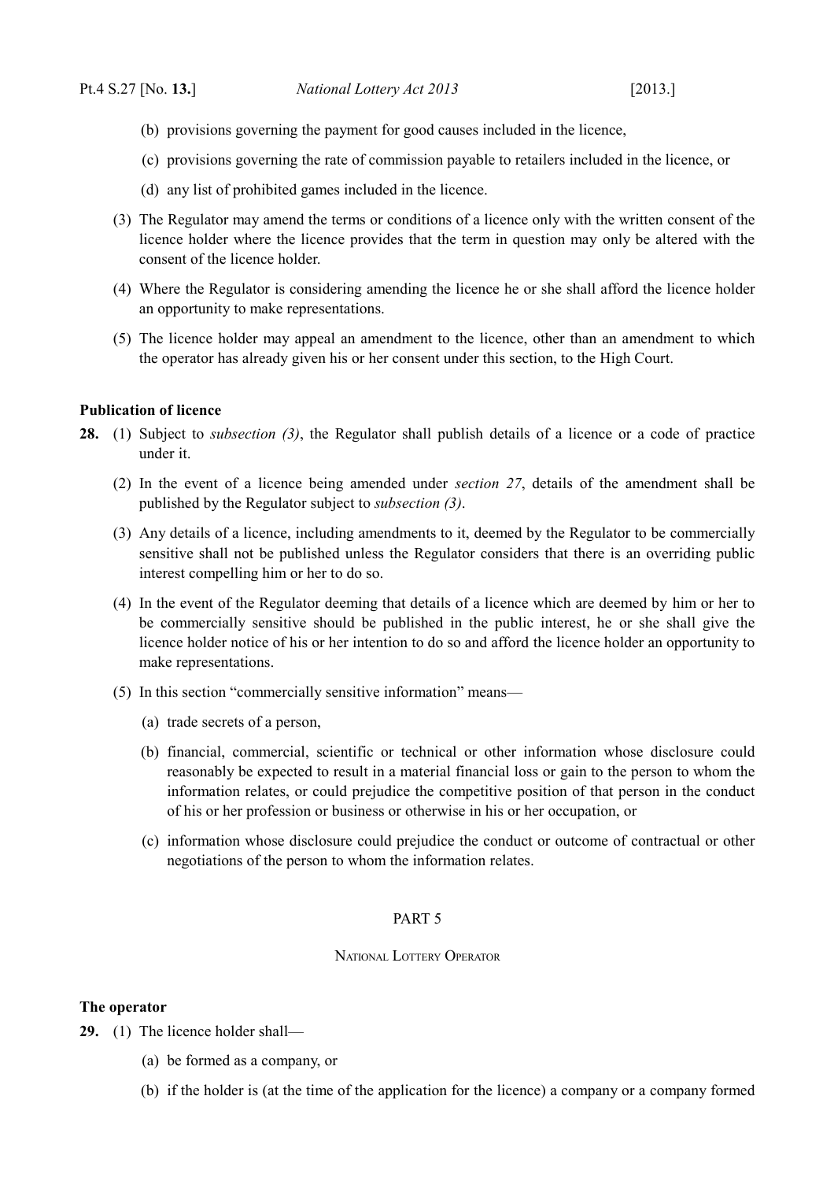(b) provisions governing the payment for good causes included in the licence,

(c) provisions governing the rate of commission payable to retailers included in the licence, or

(d) any list of prohibited games included in the licence.

(3) The Regulator may amend the terms or conditions of a licence only with the written consent of the licence holder where the licence provides that the term in question may only be altered with the consent of the licence holder.

(4) Where the Regulator is considering amending the licence he or she shall afford the licence holder an opportunity to make representations.

(5) The licence holder may appeal an amendment to the licence, other than an amendment to which the operator has already given his or her consent under this section, to the High Court.

**Publication of licence**

**28.** (1) Subject to *subsection (3)*, the Regulator shall publish details of a licence or a code of practice under it.

(2) In the event of a licence being amended under *section 27*, details of the amendment shall be published by the Regulator subject to *subsection (3)*.

(3) Any details of a licence, including amendments to it, deemed by the Regulator to be commercially sensitive shall not be published unless the Regulator considers that there is an overriding public interest compelling him or her to do so.

(4) In the event of the Regulator deeming that details of a licence which are deemed by him or her to be commercially sensitive should be published in the public interest, he or she shall give the licence holder notice of his or her intention to do so and afford the licence holder an opportunity to make representations.

(5) In this section "commercially sensitive information" means—

(a) trade secrets of a person,

(b) financial, commercial, scientific or technical or other information whose disclosure could reasonably be expected to result in a material financial loss or gain to the person to whom the information relates, or could prejudice the competitive position of that person in the conduct of his or her profession or business or otherwise in his or her occupation, or

(c) information whose disclosure could prejudice the conduct or outcome of contractual or other negotiations of the person to whom the information relates.

## PART 5

## National Lottery Operator

**The operator**

**29.** (1) The licence holder shall—

(a) be formed as a company, or

(b) if the holder is (at the time of the application for the licence) a company or a company formed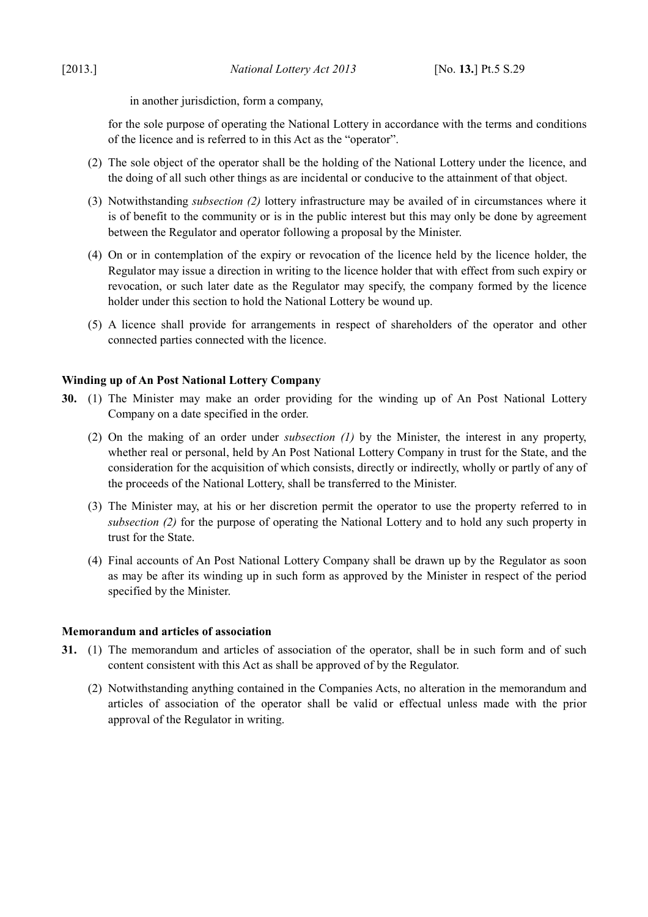in another jurisdiction, form a company,

for the sole purpose of operating the National Lottery in accordance with the terms and conditions of the licence and is referred to in this Act as the "operator".

(2) The sole object of the operator shall be the holding of the National Lottery under the licence, and the doing of all such other things as are incidental or conducive to the attainment of that object.

(3) Notwithstanding *subsection (2)* lottery infrastructure may be availed of in circumstances where it is of benefit to the community or is in the public interest but this may only be done by agreement between the Regulator and operator following a proposal by the Minister.

(4) On or in contemplation of the expiry or revocation of the licence held by the licence holder, the Regulator may issue a direction in writing to the licence holder that with effect from such expiry or revocation, or such later date as the Regulator may specify, the company formed by the licence holder under this section to hold the National Lottery be wound up.

(5) A licence shall provide for arrangements in respect of shareholders of the operator and other connected parties connected with the licence.

**Winding up of An Post National Lottery Company**

**30.** (1) The Minister may make an order providing for the winding up of An Post National Lottery Company on a date specified in the order.

(2) On the making of an order under *subsection (1)* by the Minister, the interest in any property, whether real or personal, held by An Post National Lottery Company in trust for the State, and the consideration for the acquisition of which consists, directly or indirectly, wholly or partly of any of the proceeds of the National Lottery, shall be transferred to the Minister.

(3) The Minister may, at his or her discretion permit the operator to use the property referred to in *subsection (2)* for the purpose of operating the National Lottery and to hold any such property in trust for the State.

(4) Final accounts of An Post National Lottery Company shall be drawn up by the Regulator as soon as may be after its winding up in such form as approved by the Minister in respect of the period specified by the Minister.

**Memorandum and articles of association**

**31.** (1) The memorandum and articles of association of the operator, shall be in such form and of such content consistent with this Act as shall be approved of by the Regulator.

(2) Notwithstanding anything contained in the Companies Acts, no alteration in the memorandum and articles of association of the operator shall be valid or effectual unless made with the prior approval of the Regulator in writing.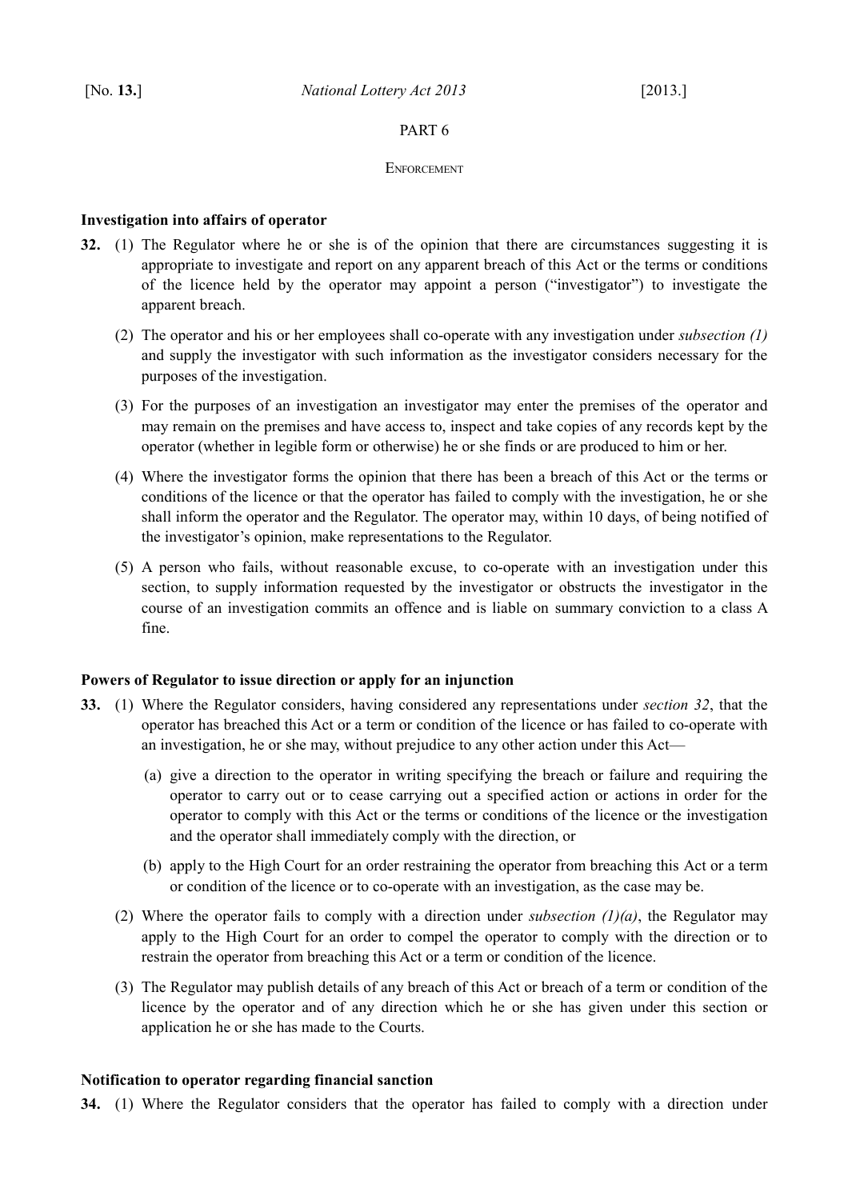PART 6

ENFORCEMENT

**Investigation into affairs of operator**

**32.** (1) The Regulator where he or she is of the opinion that there are circumstances suggesting it is appropriate to investigate and report on any apparent breach of this Act or the terms or conditions of the licence held by the operator may appoint a person ("investigator") to investigate the apparent breach.

(2) The operator and his or her employees shall co-operate with any investigation under *subsection (1)* and supply the investigator with such information as the investigator considers necessary for the purposes of the investigation.

(3) For the purposes of an investigation an investigator may enter the premises of the operator and may remain on the premises and have access to, inspect and take copies of any records kept by the operator (whether in legible form or otherwise) he or she finds or are produced to him or her.

(4) Where the investigator forms the opinion that there has been a breach of this Act or the terms or conditions of the licence or that the operator has failed to comply with the investigation, he or she shall inform the operator and the Regulator. The operator may, within 10 days, of being notified of the investigator's opinion, make representations to the Regulator.

(5) A person who fails, without reasonable excuse, to co-operate with an investigation under this section, to supply information requested by the investigator or obstructs the investigator in the course of an investigation commits an offence and is liable on summary conviction to a class A fine.

**Powers of Regulator to issue direction or apply for an injunction**

**33.** (1) Where the Regulator considers, having considered any representations under *section 32*, that the operator has breached this Act or a term or condition of the licence or has failed to co-operate with an investigation, he or she may, without prejudice to any other action under this Act—

(a) give a direction to the operator in writing specifying the breach or failure and requiring the operator to carry out or to cease carrying out a specified action or actions in order for the operator to comply with this Act or the terms or conditions of the licence or the investigation and the operator shall immediately comply with the direction, or

(b) apply to the High Court for an order restraining the operator from breaching this Act or a term or condition of the licence or to co-operate with an investigation, as the case may be.

(2) Where the operator fails to comply with a direction under *subsection (1)(a)*, the Regulator may apply to the High Court for an order to compel the operator to comply with the direction or to restrain the operator from breaching this Act or a term or condition of the licence.

(3) The Regulator may publish details of any breach of this Act or breach of a term or condition of the licence by the operator and of any direction which he or she has given under this section or application he or she has made to the Courts.

**Notification to operator regarding financial sanction**

**34.** (1) Where the Regulator considers that the operator has failed to comply with a direction under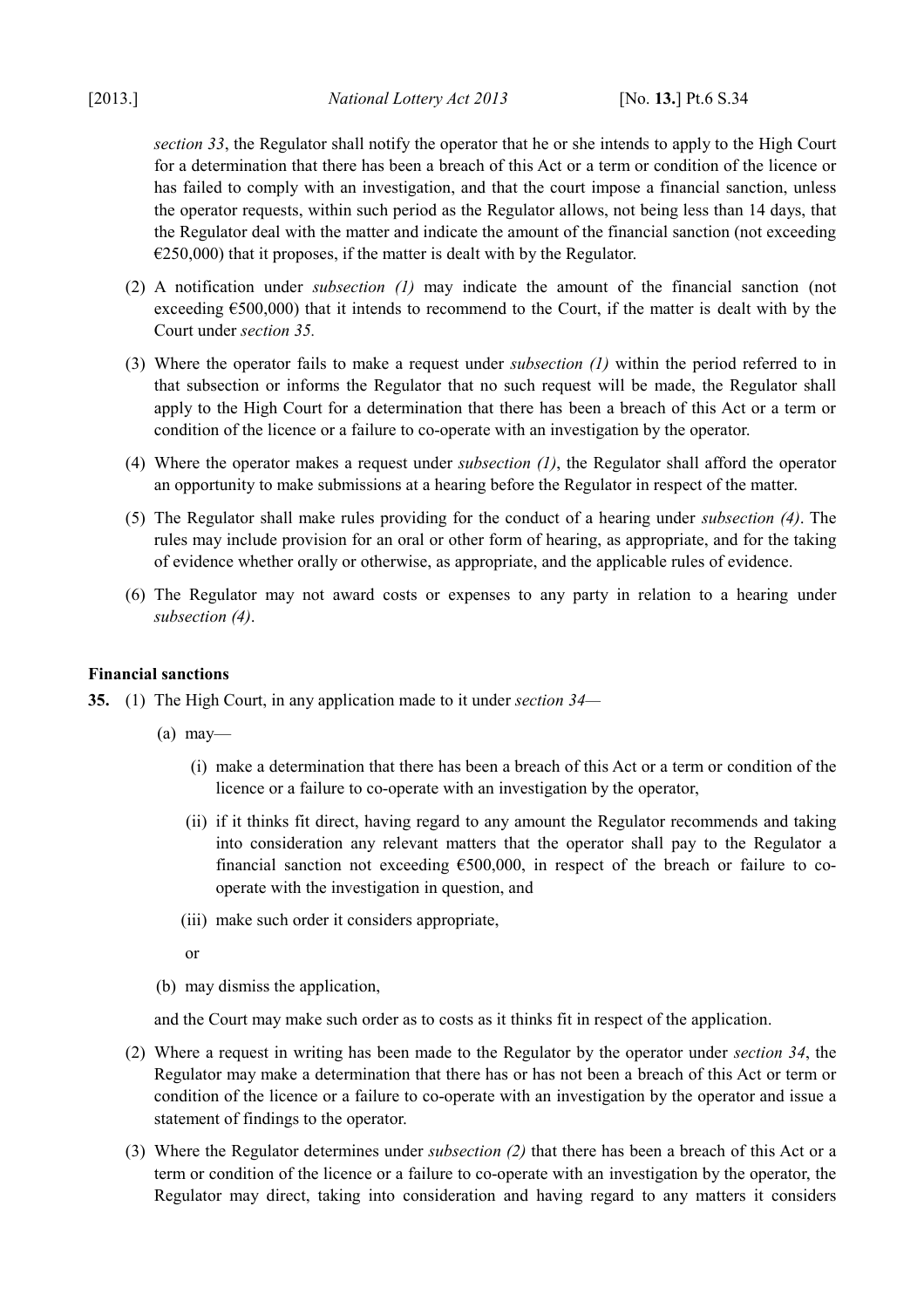*section 33*, the Regulator shall notify the operator that he or she intends to apply to the High Court for a determination that there has been a breach of this Act or a term or condition of the licence or has failed to comply with an investigation, and that the court impose a financial sanction, unless the operator requests, within such period as the Regulator allows, not being less than 14 days, that the Regulator deal with the matter and indicate the amount of the financial sanction (not exceeding €250,000) that it proposes, if the matter is dealt with by the Regulator.

(2) A notification under *subsection (1)* may indicate the amount of the financial sanction (not exceeding €500,000) that it intends to recommend to the Court, if the matter is dealt with by the Court under *section 35.*

(3) Where the operator fails to make a request under *subsection (1)* within the period referred to in that subsection or informs the Regulator that no such request will be made, the Regulator shall apply to the High Court for a determination that there has been a breach of this Act or a term or condition of the licence or a failure to co-operate with an investigation by the operator.

(4) Where the operator makes a request under *subsection (1)*, the Regulator shall afford the operator an opportunity to make submissions at a hearing before the Regulator in respect of the matter.

(5) The Regulator shall make rules providing for the conduct of a hearing under *subsection (4)*. The rules may include provision for an oral or other form of hearing, as appropriate, and for the taking of evidence whether orally or otherwise, as appropriate, and the applicable rules of evidence.

(6) The Regulator may not award costs or expenses to any party in relation to a hearing under *subsection (4)*.

**Financial sanctions**

**35.** (1) The High Court, in any application made to it under *section 34*—

(a) may—

(i) make a determination that there has been a breach of this Act or a term or condition of the licence or a failure to co-operate with an investigation by the operator,

(ii) if it thinks fit direct, having regard to any amount the Regulator recommends and taking into consideration any relevant matters that the operator shall pay to the Regulator a financial sanction not exceeding €500,000, in respect of the breach or failure to co-operate with the investigation in question, and

(iii) make such order it considers appropriate,

or

(b) may dismiss the application,

and the Court may make such order as to costs as it thinks fit in respect of the application.

(2) Where a request in writing has been made to the Regulator by the operator under *section 34*, the Regulator may make a determination that there has or has not been a breach of this Act or term or condition of the licence or a failure to co-operate with an investigation by the operator and issue a statement of findings to the operator.

(3) Where the Regulator determines under *subsection (2)* that there has been a breach of this Act or a term or condition of the licence or a failure to co-operate with an investigation by the operator, the Regulator may direct, taking into consideration and having regard to any matters it considers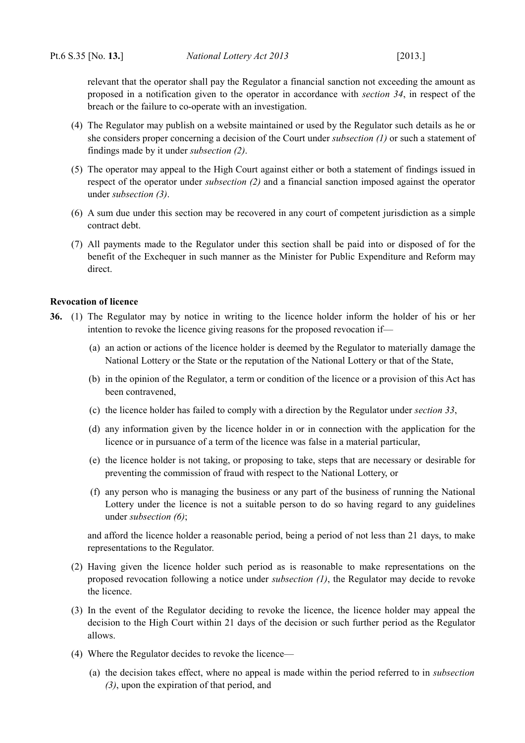relevant that the operator shall pay the Regulator a financial sanction not exceeding the amount as proposed in a notification given to the operator in accordance with *section 34*, in respect of the breach or the failure to co-operate with an investigation.

(4) The Regulator may publish on a website maintained or used by the Regulator such details as he or she considers proper concerning a decision of the Court under *subsection (1)* or such a statement of findings made by it under *subsection (2)*.

(5) The operator may appeal to the High Court against either or both a statement of findings issued in respect of the operator under *subsection (2)* and a financial sanction imposed against the operator under *subsection (3)*.

(6) A sum due under this section may be recovered in any court of competent jurisdiction as a simple contract debt.

(7) All payments made to the Regulator under this section shall be paid into or disposed of for the benefit of the Exchequer in such manner as the Minister for Public Expenditure and Reform may direct.

**Revocation of licence**

**36.** (1) The Regulator may by notice in writing to the licence holder inform the holder of his or her intention to revoke the licence giving reasons for the proposed revocation if—

(a) an action or actions of the licence holder is deemed by the Regulator to materially damage the National Lottery or the State or the reputation of the National Lottery or that of the State,

(b) in the opinion of the Regulator, a term or condition of the licence or a provision of this Act has been contravened,

(c) the licence holder has failed to comply with a direction by the Regulator under *section 33*,

(d) any information given by the licence holder in or in connection with the application for the licence or in pursuance of a term of the licence was false in a material particular,

(e) the licence holder is not taking, or proposing to take, steps that are necessary or desirable for preventing the commission of fraud with respect to the National Lottery, or

(f) any person who is managing the business or any part of the business of running the National Lottery under the licence is not a suitable person to do so having regard to any guidelines under *subsection (6)*;

and afford the licence holder a reasonable period, being a period of not less than 21 days, to make representations to the Regulator.

(2) Having given the licence holder such period as is reasonable to make representations on the proposed revocation following a notice under *subsection (1)*, the Regulator may decide to revoke the licence.

(3) In the event of the Regulator deciding to revoke the licence, the licence holder may appeal the decision to the High Court within 21 days of the decision or such further period as the Regulator allows.

(4) Where the Regulator decides to revoke the licence—

(a) the decision takes effect, where no appeal is made within the period referred to in *subsection (3)*, upon the expiration of that period, and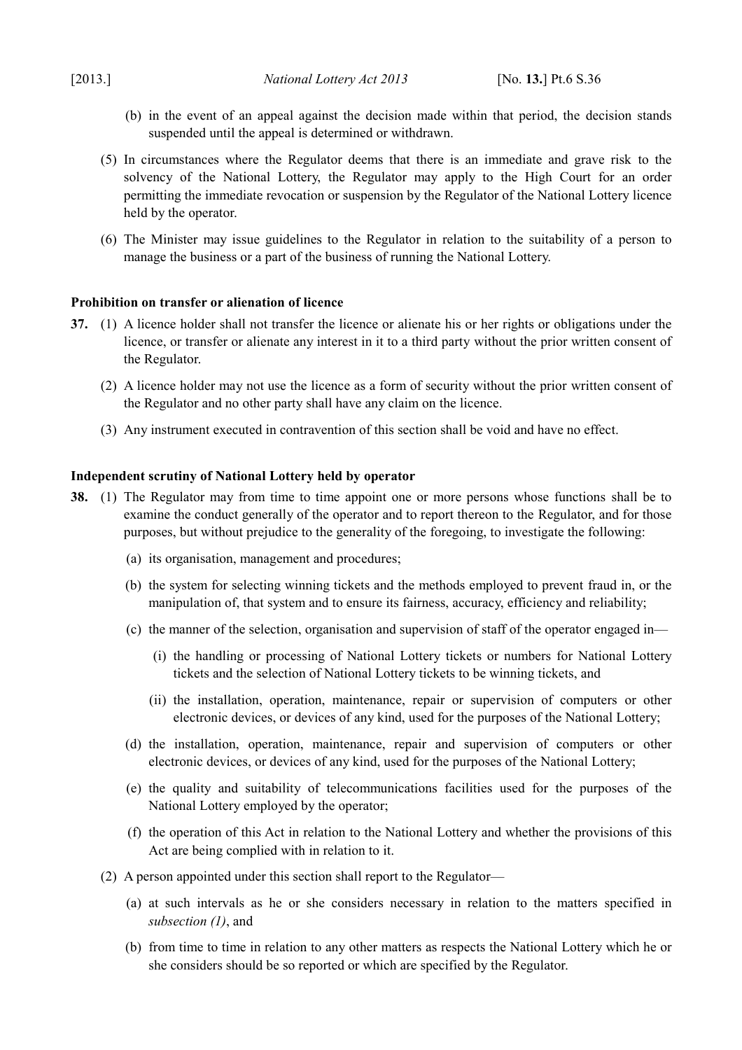(b) in the event of an appeal against the decision made within that period, the decision stands suspended until the appeal is determined or withdrawn.

(5) In circumstances where the Regulator deems that there is an immediate and grave risk to the solvency of the National Lottery, the Regulator may apply to the High Court for an order permitting the immediate revocation or suspension by the Regulator of the National Lottery licence held by the operator.

(6) The Minister may issue guidelines to the Regulator in relation to the suitability of a person to manage the business or a part of the business of running the National Lottery.

**Prohibition on transfer or alienation of licence**

**37.** (1) A licence holder shall not transfer the licence or alienate his or her rights or obligations under the licence, or transfer or alienate any interest in it to a third party without the prior written consent of the Regulator.

(2) A licence holder may not use the licence as a form of security without the prior written consent of the Regulator and no other party shall have any claim on the licence.

(3) Any instrument executed in contravention of this section shall be void and have no effect.

**Independent scrutiny of National Lottery held by operator**

**38.** (1) The Regulator may from time to time appoint one or more persons whose functions shall be to examine the conduct generally of the operator and to report thereon to the Regulator, and for those purposes, but without prejudice to the generality of the foregoing, to investigate the following:

(a) its organisation, management and procedures;

(b) the system for selecting winning tickets and the methods employed to prevent fraud in, or the manipulation of, that system and to ensure its fairness, accuracy, efficiency and reliability;

(c) the manner of the selection, organisation and supervision of staff of the operator engaged in—

(i) the handling or processing of National Lottery tickets or numbers for National Lottery tickets and the selection of National Lottery tickets to be winning tickets, and

(ii) the installation, operation, maintenance, repair or supervision of computers or other electronic devices, or devices of any kind, used for the purposes of the National Lottery;

(d) the installation, operation, maintenance, repair and supervision of computers or other electronic devices, or devices of any kind, used for the purposes of the National Lottery;

(e) the quality and suitability of telecommunications facilities used for the purposes of the National Lottery employed by the operator;

(f) the operation of this Act in relation to the National Lottery and whether the provisions of this Act are being complied with in relation to it.

(2) A person appointed under this section shall report to the Regulator—

(a) at such intervals as he or she considers necessary in relation to the matters specified in *subsection (1)*, and

(b) from time to time in relation to any other matters as respects the National Lottery which he or she considers should be so reported or which are specified by the Regulator.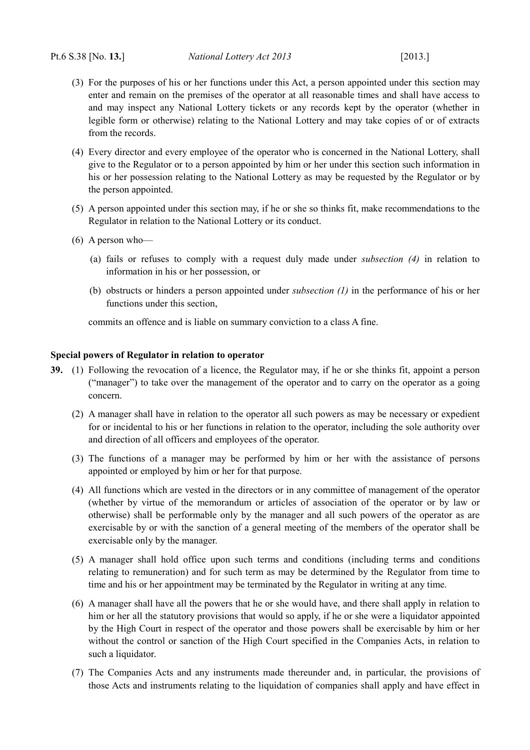(3) For the purposes of his or her functions under this Act, a person appointed under this section may enter and remain on the premises of the operator at all reasonable times and shall have access to and may inspect any National Lottery tickets or any records kept by the operator (whether in legible form or otherwise) relating to the National Lottery and may take copies of or of extracts from the records.

(4) Every director and every employee of the operator who is concerned in the National Lottery, shall give to the Regulator or to a person appointed by him or her under this section such information in his or her possession relating to the National Lottery as may be requested by the Regulator or by the person appointed.

(5) A person appointed under this section may, if he or she so thinks fit, make recommendations to the Regulator in relation to the National Lottery or its conduct.

(6) A person who—

(a) fails or refuses to comply with a request duly made under *subsection (4)* in relation to information in his or her possession, or

(b) obstructs or hinders a person appointed under *subsection (1)* in the performance of his or her functions under this section,

commits an offence and is liable on summary conviction to a class A fine.

**Special powers of Regulator in relation to operator**

**39.** (1) Following the revocation of a licence, the Regulator may, if he or she thinks fit, appoint a person ("manager") to take over the management of the operator and to carry on the operator as a going concern.

(2) A manager shall have in relation to the operator all such powers as may be necessary or expedient for or incidental to his or her functions in relation to the operator, including the sole authority over and direction of all officers and employees of the operator.

(3) The functions of a manager may be performed by him or her with the assistance of persons appointed or employed by him or her for that purpose.

(4) All functions which are vested in the directors or in any committee of management of the operator (whether by virtue of the memorandum or articles of association of the operator or by law or otherwise) shall be performable only by the manager and all such powers of the operator as are exercisable by or with the sanction of a general meeting of the members of the operator shall be exercisable only by the manager.

(5) A manager shall hold office upon such terms and conditions (including terms and conditions relating to remuneration) and for such term as may be determined by the Regulator from time to time and his or her appointment may be terminated by the Regulator in writing at any time.

(6) A manager shall have all the powers that he or she would have, and there shall apply in relation to him or her all the statutory provisions that would so apply, if he or she were a liquidator appointed by the High Court in respect of the operator and those powers shall be exercisable by him or her without the control or sanction of the High Court specified in the Companies Acts, in relation to such a liquidator.

(7) The Companies Acts and any instruments made thereunder and, in particular, the provisions of those Acts and instruments relating to the liquidation of companies shall apply and have effect in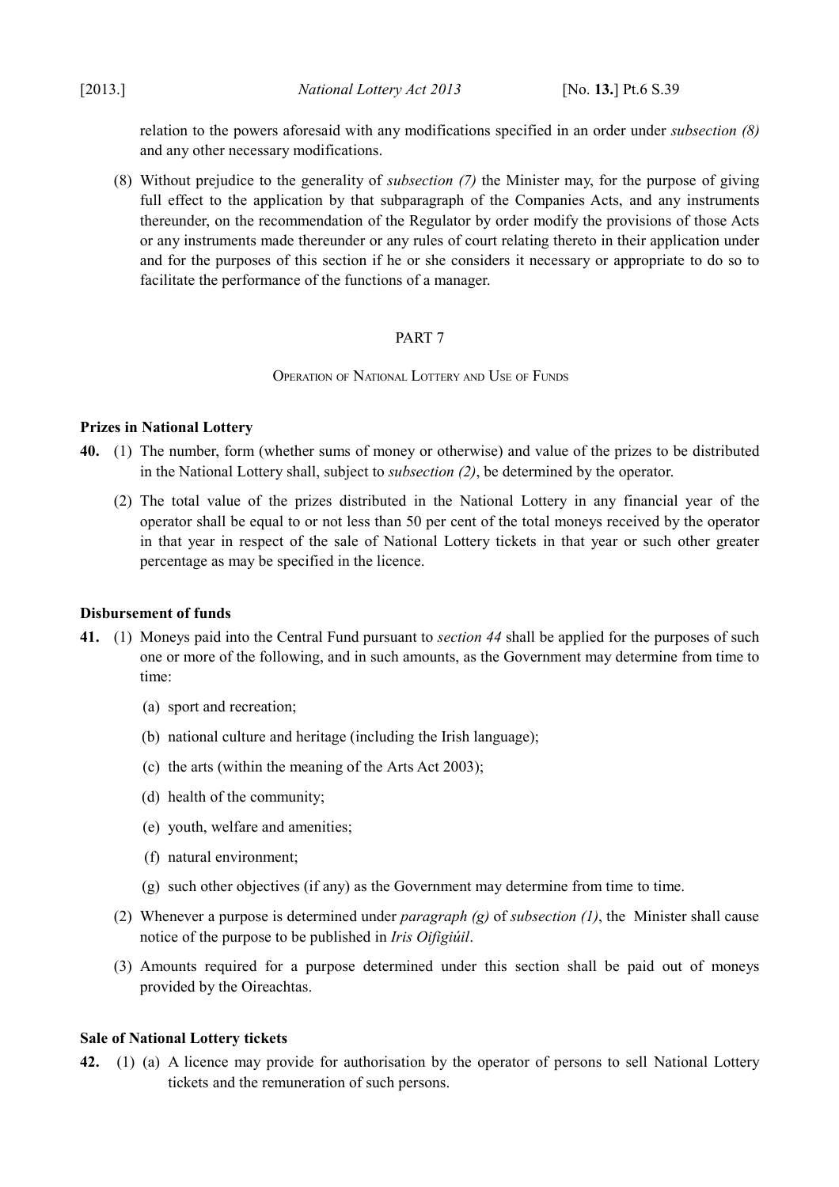relation to the powers aforesaid with any modifications specified in an order under *subsection (8)* and any other necessary modifications.

(8) Without prejudice to the generality of *subsection (7)* the Minister may, for the purpose of giving full effect to the application by that subparagraph of the Companies Acts, and any instruments thereunder, on the recommendation of the Regulator by order modify the provisions of those Acts or any instruments made thereunder or any rules of court relating thereto in their application under and for the purposes of this section if he or she considers it necessary or appropriate to do so to facilitate the performance of the functions of a manager.

## PART 7

### Operation of National Lottery and Use of Funds

**Prizes in National Lottery**

**40.** (1) The number, form (whether sums of money or otherwise) and value of the prizes to be distributed in the National Lottery shall, subject to *subsection (2)*, be determined by the operator.

(2) The total value of the prizes distributed in the National Lottery in any financial year of the operator shall be equal to or not less than 50 per cent of the total moneys received by the operator in that year in respect of the sale of National Lottery tickets in that year or such other greater percentage as may be specified in the licence.

**Disbursement of funds**

**41.** (1) Moneys paid into the Central Fund pursuant to *section 44* shall be applied for the purposes of such one or more of the following, and in such amounts, as the Government may determine from time to time:

(a) sport and recreation;

(b) national culture and heritage (including the Irish language);

(c) the arts (within the meaning of the Arts Act 2003);

(d) health of the community;

(e) youth, welfare and amenities;

(f) natural environment;

(g) such other objectives (if any) as the Government may determine from time to time.

(2) Whenever a purpose is determined under *paragraph (g)* of *subsection (1)*, the Minister shall cause notice of the purpose to be published in *Iris Oifigiúil*.

(3) Amounts required for a purpose determined under this section shall be paid out of moneys provided by the Oireachtas.

**Sale of National Lottery tickets**

**42.** (1) (a) A licence may provide for authorisation by the operator of persons to sell National Lottery tickets and the remuneration of such persons.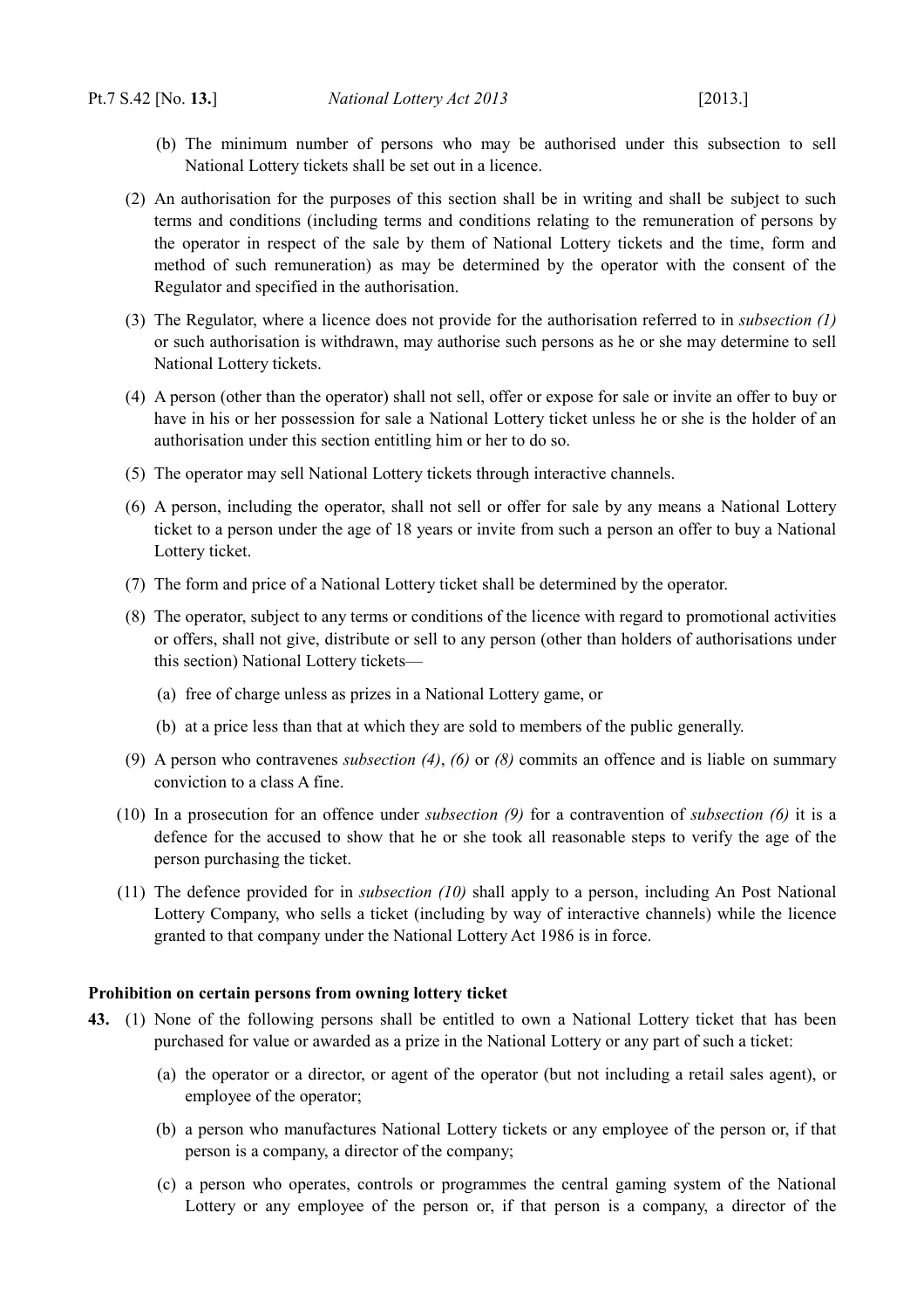(b) The minimum number of persons who may be authorised under this subsection to sell National Lottery tickets shall be set out in a licence.

(2) An authorisation for the purposes of this section shall be in writing and shall be subject to such terms and conditions (including terms and conditions relating to the remuneration of persons by the operator in respect of the sale by them of National Lottery tickets and the time, form and method of such remuneration) as may be determined by the operator with the consent of the Regulator and specified in the authorisation.

(3) The Regulator, where a licence does not provide for the authorisation referred to in *subsection (1)* or such authorisation is withdrawn, may authorise such persons as he or she may determine to sell National Lottery tickets.

(4) A person (other than the operator) shall not sell, offer or expose for sale or invite an offer to buy or have in his or her possession for sale a National Lottery ticket unless he or she is the holder of an authorisation under this section entitling him or her to do so.

(5) The operator may sell National Lottery tickets through interactive channels.

(6) A person, including the operator, shall not sell or offer for sale by any means a National Lottery ticket to a person under the age of 18 years or invite from such a person an offer to buy a National Lottery ticket.

(7) The form and price of a National Lottery ticket shall be determined by the operator.

(8) The operator, subject to any terms or conditions of the licence with regard to promotional activities or offers, shall not give, distribute or sell to any person (other than holders of authorisations under this section) National Lottery tickets—

(a) free of charge unless as prizes in a National Lottery game, or

(b) at a price less than that at which they are sold to members of the public generally.

(9) A person who contravenes *subsection (4)*, *(6)* or *(8)* commits an offence and is liable on summary conviction to a class A fine.

(10) In a prosecution for an offence under *subsection (9)* for a contravention of *subsection (6)* it is a defence for the accused to show that he or she took all reasonable steps to verify the age of the person purchasing the ticket.

(11) The defence provided for in *subsection (10)* shall apply to a person, including An Post National Lottery Company, who sells a ticket (including by way of interactive channels) while the licence granted to that company under the National Lottery Act 1986 is in force.

**Prohibition on certain persons from owning lottery ticket**

**43.** (1) None of the following persons shall be entitled to own a National Lottery ticket that has been purchased for value or awarded as a prize in the National Lottery or any part of such a ticket:

(a) the operator or a director, or agent of the operator (but not including a retail sales agent), or employee of the operator;

(b) a person who manufactures National Lottery tickets or any employee of the person or, if that person is a company, a director of the company;

(c) a person who operates, controls or programmes the central gaming system of the National Lottery or any employee of the person or, if that person is a company, a director of the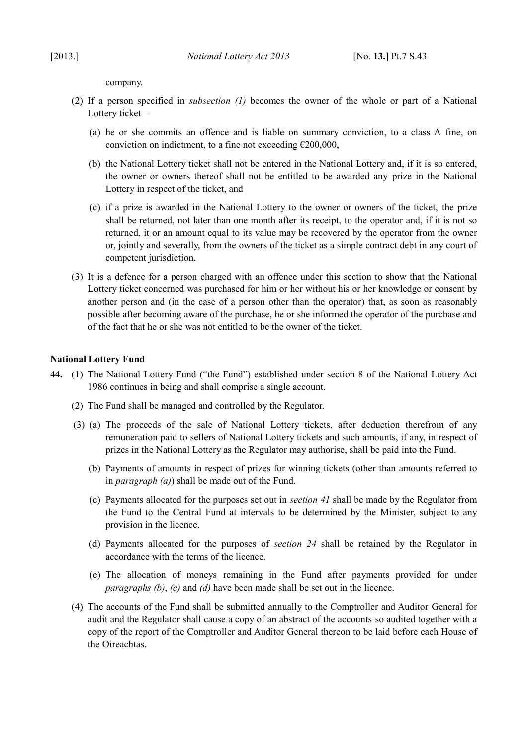company.

(2) If a person specified in *subsection (1)* becomes the owner of the whole or part of a National Lottery ticket—

(a) he or she commits an offence and is liable on summary conviction, to a class A fine, on conviction on indictment, to a fine not exceeding €200,000,

(b) the National Lottery ticket shall not be entered in the National Lottery and, if it is so entered, the owner or owners thereof shall not be entitled to be awarded any prize in the National Lottery in respect of the ticket, and

(c) if a prize is awarded in the National Lottery to the owner or owners of the ticket, the prize shall be returned, not later than one month after its receipt, to the operator and, if it is not so returned, it or an amount equal to its value may be recovered by the operator from the owner or, jointly and severally, from the owners of the ticket as a simple contract debt in any court of competent jurisdiction.

(3) It is a defence for a person charged with an offence under this section to show that the National Lottery ticket concerned was purchased for him or her without his or her knowledge or consent by another person and (in the case of a person other than the operator) that, as soon as reasonably possible after becoming aware of the purchase, he or she informed the operator of the purchase and of the fact that he or she was not entitled to be the owner of the ticket.

**National Lottery Fund**

**44.** (1) The National Lottery Fund ("the Fund") established under section 8 of the National Lottery Act 1986 continues in being and shall comprise a single account.

(2) The Fund shall be managed and controlled by the Regulator.

(3) (a) The proceeds of the sale of National Lottery tickets, after deduction therefrom of any remuneration paid to sellers of National Lottery tickets and such amounts, if any, in respect of prizes in the National Lottery as the Regulator may authorise, shall be paid into the Fund.

(b) Payments of amounts in respect of prizes for winning tickets (other than amounts referred to in *paragraph (a)*) shall be made out of the Fund.

(c) Payments allocated for the purposes set out in *section 41* shall be made by the Regulator from the Fund to the Central Fund at intervals to be determined by the Minister, subject to any provision in the licence.

(d) Payments allocated for the purposes of *section 24* shall be retained by the Regulator in accordance with the terms of the licence.

(e) The allocation of moneys remaining in the Fund after payments provided for under *paragraphs (b)*, *(c)* and *(d)* have been made shall be set out in the licence.

(4) The accounts of the Fund shall be submitted annually to the Comptroller and Auditor General for audit and the Regulator shall cause a copy of an abstract of the accounts so audited together with a copy of the report of the Comptroller and Auditor General thereon to be laid before each House of the Oireachtas.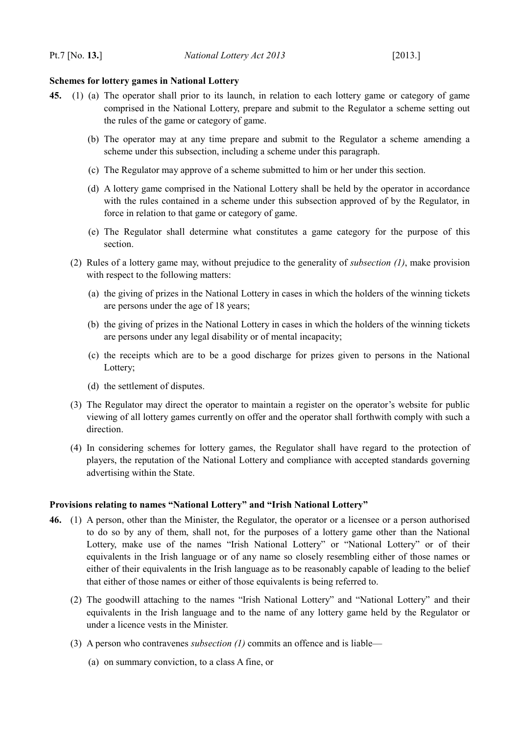**Schemes for lottery games in National Lottery**

**45.** (1) (a) The operator shall prior to its launch, in relation to each lottery game or category of game comprised in the National Lottery, prepare and submit to the Regulator a scheme setting out the rules of the game or category of game.

(b) The operator may at any time prepare and submit to the Regulator a scheme amending a scheme under this subsection, including a scheme under this paragraph.

(c) The Regulator may approve of a scheme submitted to him or her under this section.

(d) A lottery game comprised in the National Lottery shall be held by the operator in accordance with the rules contained in a scheme under this subsection approved of by the Regulator, in force in relation to that game or category of game.

(e) The Regulator shall determine what constitutes a game category for the purpose of this section.

(2) Rules of a lottery game may, without prejudice to the generality of *subsection (1)*, make provision with respect to the following matters:

(a) the giving of prizes in the National Lottery in cases in which the holders of the winning tickets are persons under the age of 18 years;

(b) the giving of prizes in the National Lottery in cases in which the holders of the winning tickets are persons under any legal disability or of mental incapacity;

(c) the receipts which are to be a good discharge for prizes given to persons in the National Lottery;

(d) the settlement of disputes.

(3) The Regulator may direct the operator to maintain a register on the operator's website for public viewing of all lottery games currently on offer and the operator shall forthwith comply with such a direction.

(4) In considering schemes for lottery games, the Regulator shall have regard to the protection of players, the reputation of the National Lottery and compliance with accepted standards governing advertising within the State.

**Provisions relating to names "National Lottery" and "Irish National Lottery"**

**46.** (1) A person, other than the Minister, the Regulator, the operator or a licensee or a person authorised to do so by any of them, shall not, for the purposes of a lottery game other than the National Lottery, make use of the names "Irish National Lottery" or "National Lottery" or of their equivalents in the Irish language or of any name so closely resembling either of those names or either of their equivalents in the Irish language as to be reasonably capable of leading to the belief that either of those names or either of those equivalents is being referred to.

(2) The goodwill attaching to the names "Irish National Lottery" and "National Lottery" and their equivalents in the Irish language and to the name of any lottery game held by the Regulator or under a licence vests in the Minister.

(3) A person who contravenes *subsection (1)* commits an offence and is liable—

(a) on summary conviction, to a class A fine, or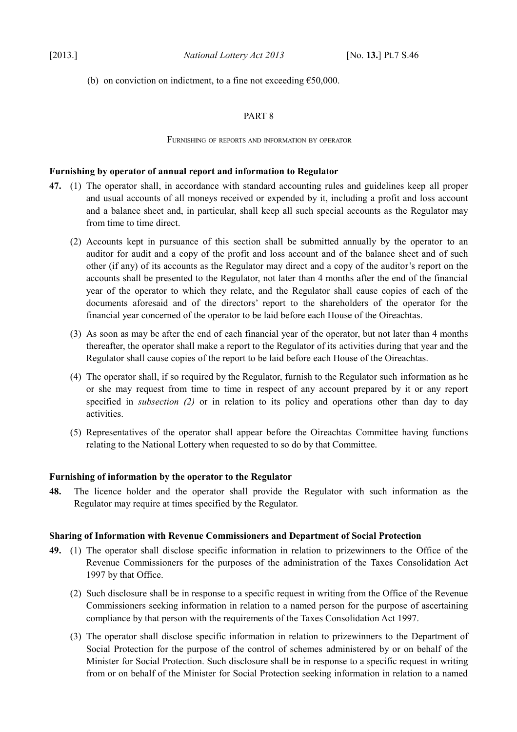(b) on conviction on indictment, to a fine not exceeding €50,000.

## PART 8

### Furnishing of reports and information by operator

**Furnishing by operator of annual report and information to Regulator**

**47.** (1) The operator shall, in accordance with standard accounting rules and guidelines keep all proper and usual accounts of all moneys received or expended by it, including a profit and loss account and a balance sheet and, in particular, shall keep all such special accounts as the Regulator may from time to time direct.

(2) Accounts kept in pursuance of this section shall be submitted annually by the operator to an auditor for audit and a copy of the profit and loss account and of the balance sheet and of such other (if any) of its accounts as the Regulator may direct and a copy of the auditor's report on the accounts shall be presented to the Regulator, not later than 4 months after the end of the financial year of the operator to which they relate, and the Regulator shall cause copies of each of the documents aforesaid and of the directors' report to the shareholders of the operator for the financial year concerned of the operator to be laid before each House of the Oireachtas.

(3) As soon as may be after the end of each financial year of the operator, but not later than 4 months thereafter, the operator shall make a report to the Regulator of its activities during that year and the Regulator shall cause copies of the report to be laid before each House of the Oireachtas.

(4) The operator shall, if so required by the Regulator, furnish to the Regulator such information as he or she may request from time to time in respect of any account prepared by it or any report specified in *subsection (2)* or in relation to its policy and operations other than day to day activities.

(5) Representatives of the operator shall appear before the Oireachtas Committee having functions relating to the National Lottery when requested to so do by that Committee.

**Furnishing of information by the operator to the Regulator**

**48.** The licence holder and the operator shall provide the Regulator with such information as the Regulator may require at times specified by the Regulator.

**Sharing of Information with Revenue Commissioners and Department of Social Protection**

**49.** (1) The operator shall disclose specific information in relation to prizewinners to the Office of the Revenue Commissioners for the purposes of the administration of the Taxes Consolidation Act 1997 by that Office.

(2) Such disclosure shall be in response to a specific request in writing from the Office of the Revenue Commissioners seeking information in relation to a named person for the purpose of ascertaining compliance by that person with the requirements of the Taxes Consolidation Act 1997.

(3) The operator shall disclose specific information in relation to prizewinners to the Department of Social Protection for the purpose of the control of schemes administered by or on behalf of the Minister for Social Protection. Such disclosure shall be in response to a specific request in writing from or on behalf of the Minister for Social Protection seeking information in relation to a named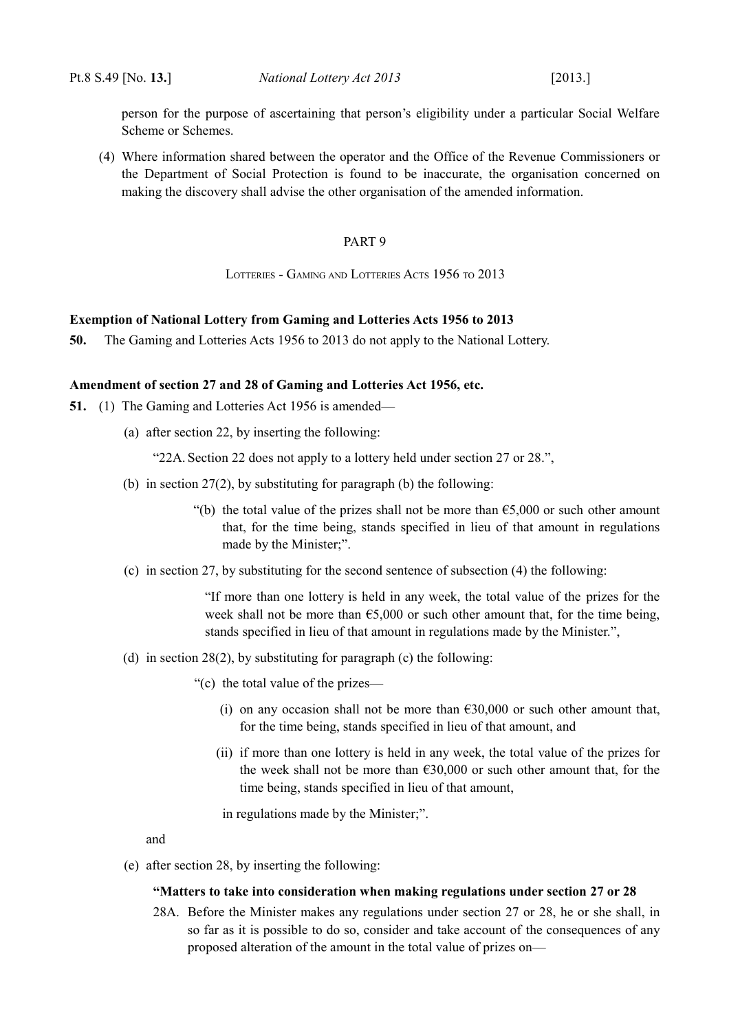person for the purpose of ascertaining that person's eligibility under a particular Social Welfare Scheme or Schemes.

(4) Where information shared between the operator and the Office of the Revenue Commissioners or the Department of Social Protection is found to be inaccurate, the organisation concerned on making the discovery shall advise the other organisation of the amended information.

## PART 9

### LOTTERIES - GAMING AND LOTTERIES ACTS 1956 TO 2013

**Exemption of National Lottery from Gaming and Lotteries Acts 1956 to 2013**

**50.** The Gaming and Lotteries Acts 1956 to 2013 do not apply to the National Lottery.

**Amendment of section 27 and 28 of Gaming and Lotteries Act 1956, etc.**

**51.** (1) The Gaming and Lotteries Act 1956 is amended—

(a) after section 22, by inserting the following:

"22A. Section 22 does not apply to a lottery held under section 27 or 28.",

(b) in section 27(2), by substituting for paragraph (b) the following:

"(b) the total value of the prizes shall not be more than €5,000 or such other amount that, for the time being, stands specified in lieu of that amount in regulations made by the Minister;".

(c) in section 27, by substituting for the second sentence of subsection (4) the following:

"If more than one lottery is held in any week, the total value of the prizes for the week shall not be more than €5,000 or such other amount that, for the time being, stands specified in lieu of that amount in regulations made by the Minister.",

(d) in section 28(2), by substituting for paragraph (c) the following:

"(c) the total value of the prizes—

(i) on any occasion shall not be more than €30,000 or such other amount that, for the time being, stands specified in lieu of that amount, and

(ii) if more than one lottery is held in any week, the total value of the prizes for the week shall not be more than €30,000 or such other amount that, for the time being, stands specified in lieu of that amount,

in regulations made by the Minister;".

and

(e) after section 28, by inserting the following:

**"Matters to take into consideration when making regulations under section 27 or 28**

28A. Before the Minister makes any regulations under section 27 or 28, he or she shall, in so far as it is possible to do so, consider and take account of the consequences of any proposed alteration of the amount in the total value of prizes on—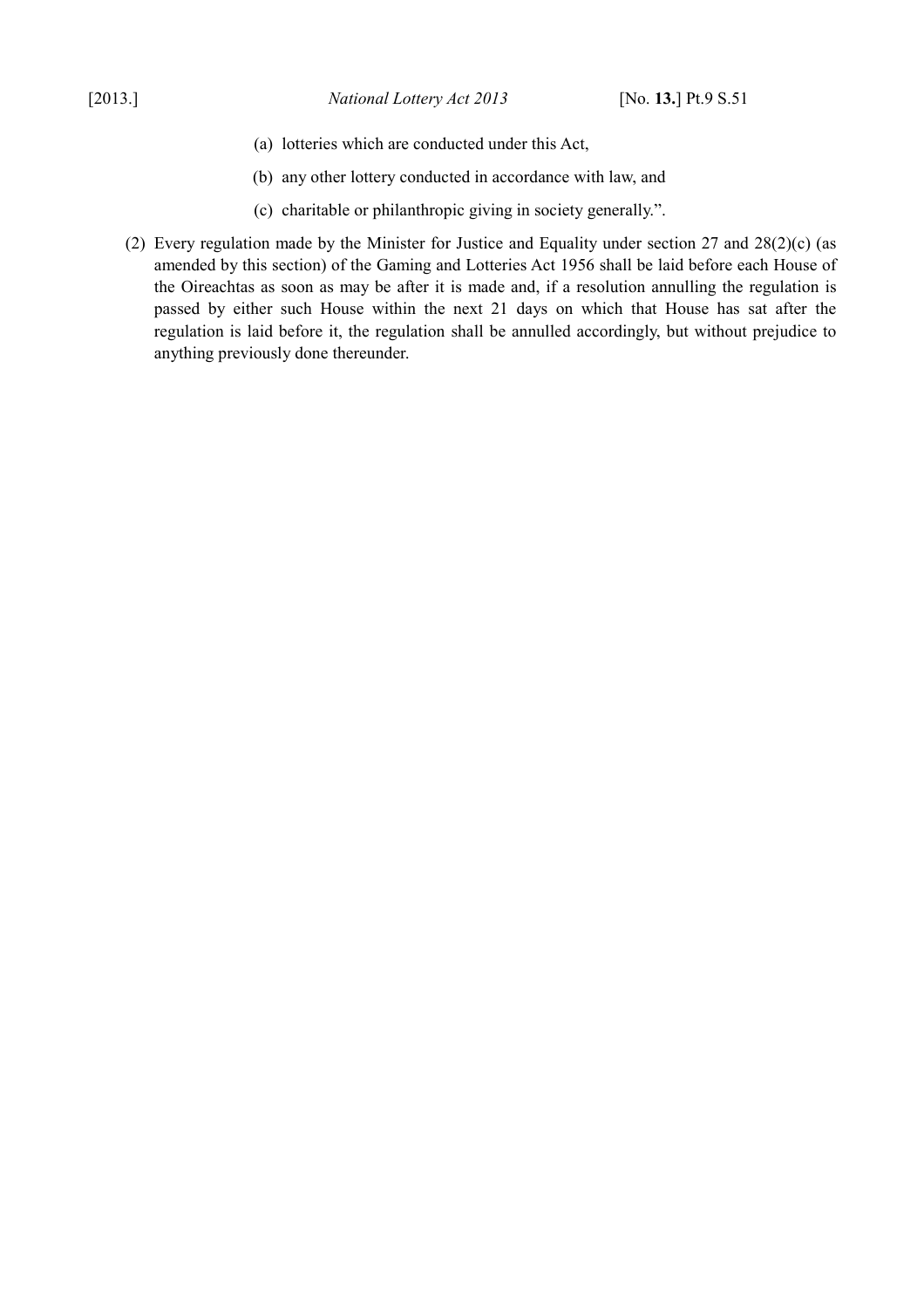(a) lotteries which are conducted under this Act,

(b) any other lottery conducted in accordance with law, and

(c) charitable or philanthropic giving in society generally.".

(2) Every regulation made by the Minister for Justice and Equality under section 27 and 28(2)(c) (as amended by this section) of the Gaming and Lotteries Act 1956 shall be laid before each House of the Oireachtas as soon as may be after it is made and, if a resolution annulling the regulation is passed by either such House within the next 21 days on which that House has sat after the regulation is laid before it, the regulation shall be annulled accordingly, but without prejudice to anything previously done thereunder.